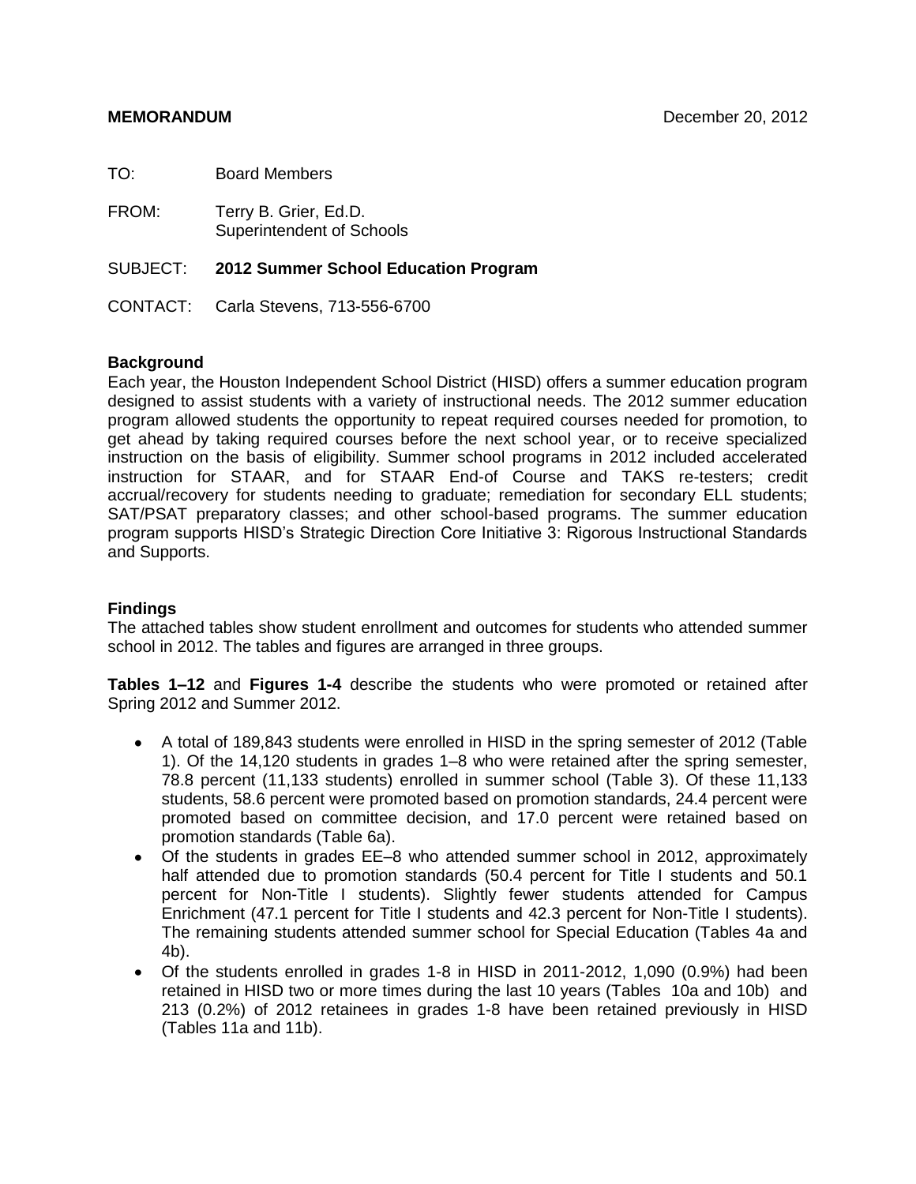**MEMORANDUM** December 20, 2012

TO: Board Members

FROM: Terry B. Grier, Ed.D.
Superintendent of Schools

SUBJECT: **2012 Summer School Education Program**

CONTACT: Carla Stevens, 713-556-6700

### Background

Each year, the Houston Independent School District (HISD) offers a summer education program designed to assist students with a variety of instructional needs. The 2012 summer education program allowed students the opportunity to repeat required courses needed for promotion, to get ahead by taking required courses before the next school year, or to receive specialized instruction on the basis of eligibility. Summer school programs in 2012 included accelerated instruction for STAAR, and for STAAR End-of Course and TAKS re-testers; credit accrual/recovery for students needing to graduate; remediation for secondary ELL students; SAT/PSAT preparatory classes; and other school-based programs. The summer education program supports HISD's Strategic Direction Core Initiative 3: Rigorous Instructional Standards and Supports.

### Findings

The attached tables show student enrollment and outcomes for students who attended summer school in 2012. The tables and figures are arranged in three groups.

**Tables 1–12** and **Figures 1-4** describe the students who were promoted or retained after Spring 2012 and Summer 2012.

- A total of 189,843 students were enrolled in HISD in the spring semester of 2012 (Table 1). Of the 14,120 students in grades 1–8 who were retained after the spring semester, 78.8 percent (11,133 students) enrolled in summer school (Table 3). Of these 11,133 students, 58.6 percent were promoted based on promotion standards, 24.4 percent were promoted based on committee decision, and 17.0 percent were retained based on promotion standards (Table 6a).
- Of the students in grades EE–8 who attended summer school in 2012, approximately half attended due to promotion standards (50.4 percent for Title I students and 50.1 percent for Non-Title I students). Slightly fewer students attended for Campus Enrichment (47.1 percent for Title I students and 42.3 percent for Non-Title I students). The remaining students attended summer school for Special Education (Tables 4a and 4b).
- Of the students enrolled in grades 1-8 in HISD in 2011-2012, 1,090 (0.9%) had been retained in HISD two or more times during the last 10 years (Tables 10a and 10b) and 213 (0.2%) of 2012 retainees in grades 1-8 have been retained previously in HISD (Tables 11a and 11b).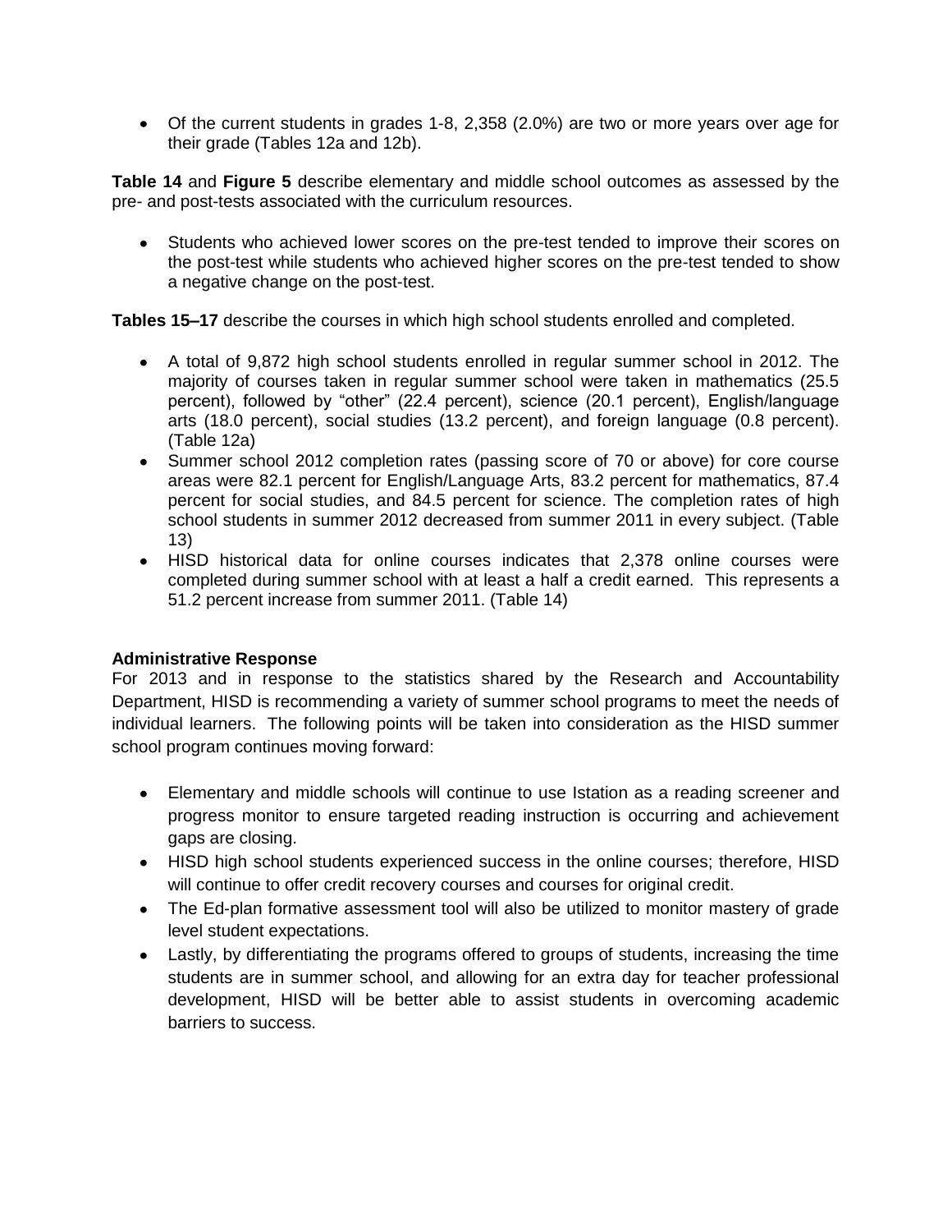- Of the current students in grades 1-8, 2,358 (2.0%) are two or more years over age for their grade (Tables 12a and 12b).

**Table 14** and **Figure 5** describe elementary and middle school outcomes as assessed by the pre- and post-tests associated with the curriculum resources.

- Students who achieved lower scores on the pre-test tended to improve their scores on the post-test while students who achieved higher scores on the pre-test tended to show a negative change on the post-test.

**Tables 15–17** describe the courses in which high school students enrolled and completed.

- A total of 9,872 high school students enrolled in regular summer school in 2012. The majority of courses taken in regular summer school were taken in mathematics (25.5 percent), followed by "other" (22.4 percent), science (20.1 percent), English/language arts (18.0 percent), social studies (13.2 percent), and foreign language (0.8 percent). (Table 12a)
- Summer school 2012 completion rates (passing score of 70 or above) for core course areas were 82.1 percent for English/Language Arts, 83.2 percent for mathematics, 87.4 percent for social studies, and 84.5 percent for science. The completion rates of high school students in summer 2012 decreased from summer 2011 in every subject. (Table 13)
- HISD historical data for online courses indicates that 2,378 online courses were completed during summer school with at least a half a credit earned. This represents a 51.2 percent increase from summer 2011. (Table 14)

**Administrative Response**

For 2013 and in response to the statistics shared by the Research and Accountability Department, HISD is recommending a variety of summer school programs to meet the needs of individual learners. The following points will be taken into consideration as the HISD summer school program continues moving forward:

- Elementary and middle schools will continue to use Istation as a reading screener and progress monitor to ensure targeted reading instruction is occurring and achievement gaps are closing.
- HISD high school students experienced success in the online courses; therefore, HISD will continue to offer credit recovery courses and courses for original credit.
- The Ed-plan formative assessment tool will also be utilized to monitor mastery of grade level student expectations.
- Lastly, by differentiating the programs offered to groups of students, increasing the time students are in summer school, and allowing for an extra day for teacher professional development, HISD will be better able to assist students in overcoming academic barriers to success.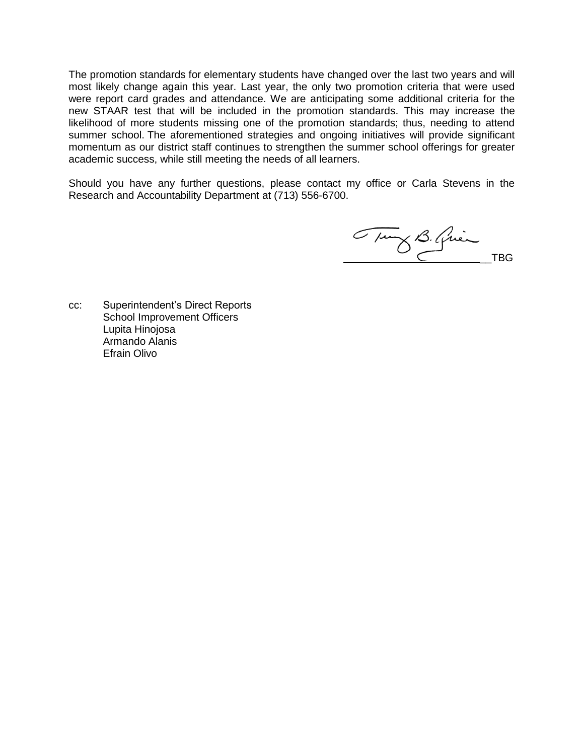The promotion standards for elementary students have changed over the last two years and will most likely change again this year. Last year, the only two promotion criteria that were used were report card grades and attendance. We are anticipating some additional criteria for the new STAAR test that will be included in the promotion standards. This may increase the likelihood of more students missing one of the promotion standards; thus, needing to attend summer school. The aforementioned strategies and ongoing initiatives will provide significant momentum as our district staff continues to strengthen the summer school offerings for greater academic success, while still meeting the needs of all learners.

Should you have any further questions, please contact my office or Carla Stevens in the Research and Accountability Department at (713) 556-6700.

_______________________TBG

cc: Superintendent's Direct Reports
School Improvement Officers
Lupita Hinojosa
Armando Alanis
Efrain Olivo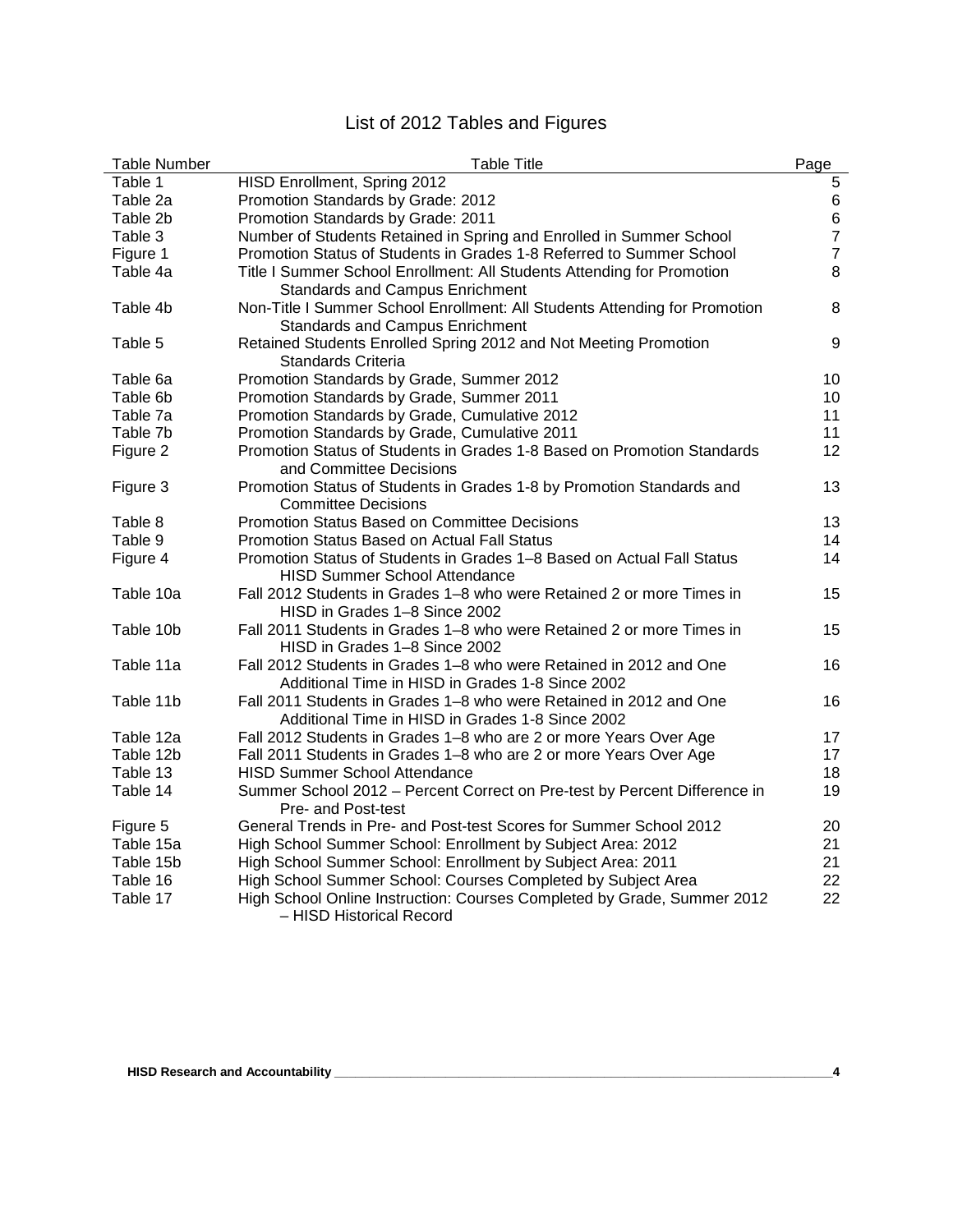# List of 2012 Tables and Figures

| Table Number | Table Title | Page |
|---|---|---|
| Table 1 | HISD Enrollment, Spring 2012 | 5 |
| Table 2a | Promotion Standards by Grade: 2012 | 6 |
| Table 2b | Promotion Standards by Grade: 2011 | 6 |
| Table 3 | Number of Students Retained in Spring and Enrolled in Summer School | 7 |
| Figure 1 | Promotion Status of Students in Grades 1-8 Referred to Summer School | 7 |
| Table 4a | Title I Summer School Enrollment: All Students Attending for Promotion Standards and Campus Enrichment | 8 |
| Table 4b | Non-Title I Summer School Enrollment: All Students Attending for Promotion Standards and Campus Enrichment | 8 |
| Table 5 | Retained Students Enrolled Spring 2012 and Not Meeting Promotion Standards Criteria | 9 |
| Table 6a | Promotion Standards by Grade, Summer 2012 | 10 |
| Table 6b | Promotion Standards by Grade, Summer 2011 | 10 |
| Table 7a | Promotion Standards by Grade, Cumulative 2012 | 11 |
| Table 7b | Promotion Standards by Grade, Cumulative 2011 | 11 |
| Figure 2 | Promotion Status of Students in Grades 1-8 Based on Promotion Standards and Committee Decisions | 12 |
| Figure 3 | Promotion Status of Students in Grades 1-8 by Promotion Standards and Committee Decisions | 13 |
| Table 8 | Promotion Status Based on Committee Decisions | 13 |
| Table 9 | Promotion Status Based on Actual Fall Status | 14 |
| Figure 4 | Promotion Status of Students in Grades 1–8 Based on Actual Fall Status HISD Summer School Attendance | 14 |
| Table 10a | Fall 2012 Students in Grades 1–8 who were Retained 2 or more Times in HISD in Grades 1–8 Since 2002 | 15 |
| Table 10b | Fall 2011 Students in Grades 1–8 who were Retained 2 or more Times in HISD in Grades 1–8 Since 2002 | 15 |
| Table 11a | Fall 2012 Students in Grades 1–8 who were Retained in 2012 and One Additional Time in HISD in Grades 1-8 Since 2002 | 16 |
| Table 11b | Fall 2011 Students in Grades 1–8 who were Retained in 2012 and One Additional Time in HISD in Grades 1-8 Since 2002 | 16 |
| Table 12a | Fall 2012 Students in Grades 1–8 who are 2 or more Years Over Age | 17 |
| Table 12b | Fall 2011 Students in Grades 1–8 who are 2 or more Years Over Age | 17 |
| Table 13 | HISD Summer School Attendance | 18 |
| Table 14 | Summer School 2012 – Percent Correct on Pre-test by Percent Difference in Pre- and Post-test | 19 |
| Figure 5 | General Trends in Pre- and Post-test Scores for Summer School 2012 | 20 |
| Table 15a | High School Summer School: Enrollment by Subject Area: 2012 | 21 |
| Table 15b | High School Summer School: Enrollment by Subject Area: 2011 | 21 |
| Table 16 | High School Summer School: Courses Completed by Subject Area | 22 |
| Table 17 | High School Online Instruction: Courses Completed by Grade, Summer 2012 – HISD Historical Record | 22 |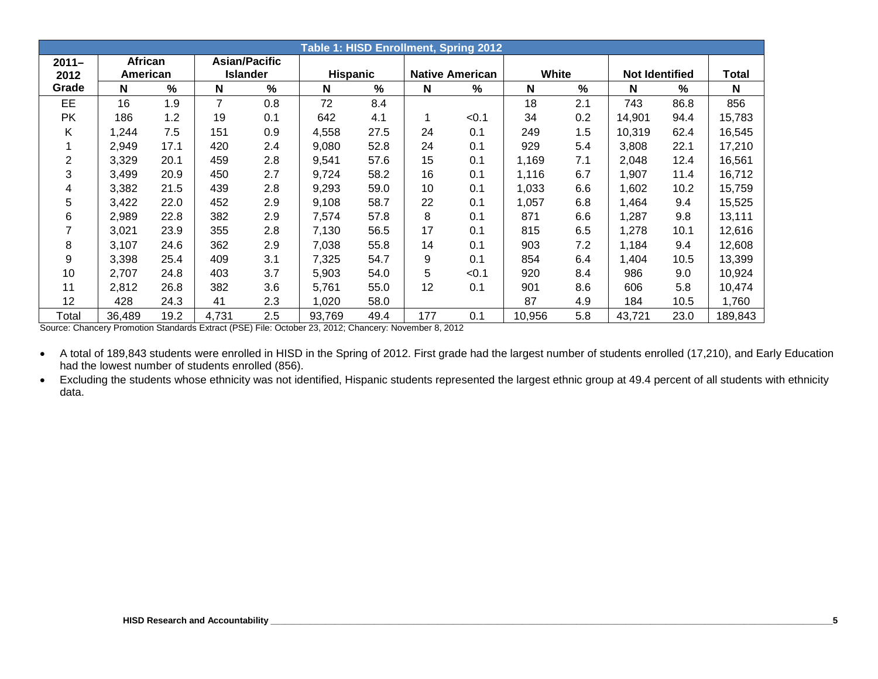**Table 1: HISD Enrollment, Spring 2012**

| 2011–2012 | African American | | Asian/Pacific Islander | | Hispanic | | Native American | | White | | Not Identified | | Total |
|---|---|---|---|---|---|---|---|---|---|---|---|---|---|
| Grade | N | % | N | % | N | % | N | % | N | % | N | % | N |
| EE | 16 | 1.9 | 7 | 0.8 | 72 | 8.4 | | | 18 | 2.1 | 743 | 86.8 | 856 |
| PK | 186 | 1.2 | 19 | 0.1 | 642 | 4.1 | 1 | <0.1 | 34 | 0.2 | 14,901 | 94.4 | 15,783 |
| K | 1,244 | 7.5 | 151 | 0.9 | 4,558 | 27.5 | 24 | 0.1 | 249 | 1.5 | 10,319 | 62.4 | 16,545 |
| 1 | 2,949 | 17.1 | 420 | 2.4 | 9,080 | 52.8 | 24 | 0.1 | 929 | 5.4 | 3,808 | 22.1 | 17,210 |
| 2 | 3,329 | 20.1 | 459 | 2.8 | 9,541 | 57.6 | 15 | 0.1 | 1,169 | 7.1 | 2,048 | 12.4 | 16,561 |
| 3 | 3,499 | 20.9 | 450 | 2.7 | 9,724 | 58.2 | 16 | 0.1 | 1,116 | 6.7 | 1,907 | 11.4 | 16,712 |
| 4 | 3,382 | 21.5 | 439 | 2.8 | 9,293 | 59.0 | 10 | 0.1 | 1,033 | 6.6 | 1,602 | 10.2 | 15,759 |
| 5 | 3,422 | 22.0 | 452 | 2.9 | 9,108 | 58.7 | 22 | 0.1 | 1,057 | 6.8 | 1,464 | 9.4 | 15,525 |
| 6 | 2,989 | 22.8 | 382 | 2.9 | 7,574 | 57.8 | 8 | 0.1 | 871 | 6.6 | 1,287 | 9.8 | 13,111 |
| 7 | 3,021 | 23.9 | 355 | 2.8 | 7,130 | 56.5 | 17 | 0.1 | 815 | 6.5 | 1,278 | 10.1 | 12,616 |
| 8 | 3,107 | 24.6 | 362 | 2.9 | 7,038 | 55.8 | 14 | 0.1 | 903 | 7.2 | 1,184 | 9.4 | 12,608 |
| 9 | 3,398 | 25.4 | 409 | 3.1 | 7,325 | 54.7 | 9 | 0.1 | 854 | 6.4 | 1,404 | 10.5 | 13,399 |
| 10 | 2,707 | 24.8 | 403 | 3.7 | 5,903 | 54.0 | 5 | <0.1 | 920 | 8.4 | 986 | 9.0 | 10,924 |
| 11 | 2,812 | 26.8 | 382 | 3.6 | 5,761 | 55.0 | 12 | 0.1 | 901 | 8.6 | 606 | 5.8 | 10,474 |
| 12 | 428 | 24.3 | 41 | 2.3 | 1,020 | 58.0 | | | 87 | 4.9 | 184 | 10.5 | 1,760 |
| Total | 36,489 | 19.2 | 4,731 | 2.5 | 93,769 | 49.4 | 177 | 0.1 | 10,956 | 5.8 | 43,721 | 23.0 | 189,843 |

Source: Chancery Promotion Standards Extract (PSE) File: October 23, 2012; Chancery: November 8, 2012

- A total of 189,843 students were enrolled in HISD in the Spring of 2012. First grade had the largest number of students enrolled (17,210), and Early Education had the lowest number of students enrolled (856).
- Excluding the students whose ethnicity was not identified, Hispanic students represented the largest ethnic group at 49.4 percent of all students with ethnicity data.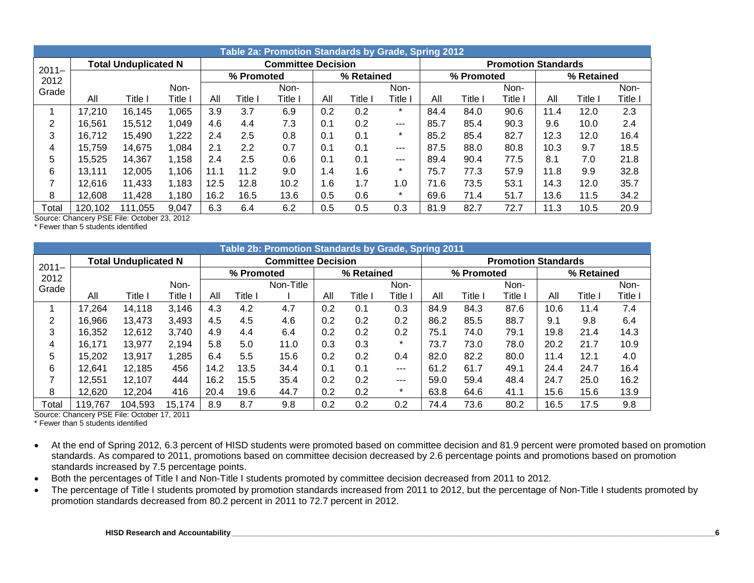| Table 2a: Promotion Standards by Grade, Spring 2012 | | | | | | | | | | | | | | | | | | |
|---|---|---|---|---|---|---|---|---|---|---|---|---|---|---|---|---|---|---|
| 2011–2012 Grade | Total Unduplicated N | | | Committee Decision | | | | | | Promotion Standards | | | | | | | | |
| | | | | % Promoted | | | % Retained | | | % Promoted | | | % Retained | | | | | |
| | All | Title I | Non-Title I | All | Title I | Non-Title I | All | Title I | Non-Title I | All | Title I | Non-Title I | All | Title I | Non-Title I | | | |
| 1 | 17,210 | 16,145 | 1,065 | 3.9 | 3.7 | 6.9 | 0.2 | 0.2 | * | 84.4 | 84.0 | 90.6 | 11.4 | 12.0 | 2.3 | | | |
| 2 | 16,561 | 15,512 | 1,049 | 4.6 | 4.4 | 7.3 | 0.1 | 0.2 | --- | 85.7 | 85.4 | 90.3 | 9.6 | 10.0 | 2.4 | | | |
| 3 | 16,712 | 15,490 | 1,222 | 2.4 | 2.5 | 0.8 | 0.1 | 0.1 | * | 85.2 | 85.4 | 82.7 | 12.3 | 12.0 | 16.4 | | | |
| 4 | 15,759 | 14,675 | 1,084 | 2.1 | 2.2 | 0.7 | 0.1 | 0.1 | --- | 87.5 | 88.0 | 80.8 | 10.3 | 9.7 | 18.5 | | | |
| 5 | 15,525 | 14,367 | 1,158 | 2.4 | 2.5 | 0.6 | 0.1 | 0.1 | --- | 89.4 | 90.4 | 77.5 | 8.1 | 7.0 | 21.8 | | | |
| 6 | 13,111 | 12,005 | 1,106 | 11.1 | 11.2 | 9.0 | 1.4 | 1.6 | * | 75.7 | 77.3 | 57.9 | 11.8 | 9.9 | 32.8 | | | |
| 7 | 12,616 | 11,433 | 1,183 | 12.5 | 12.8 | 10.2 | 1.6 | 1.7 | 1.0 | 71.6 | 73.5 | 53.1 | 14.3 | 12.0 | 35.7 | | | |
| 8 | 12,608 | 11,428 | 1,180 | 16.2 | 16.5 | 13.6 | 0.5 | 0.6 | * | 69.6 | 71.4 | 51.7 | 13.6 | 11.5 | 34.2 | | | |
| Total | 120,102 | 111,055 | 9,047 | 6.3 | 6.4 | 6.2 | 0.5 | 0.5 | 0.3 | 81.9 | 82.7 | 72.7 | 11.3 | 10.5 | 20.9 | | | |

Source: Chancery PSE File: October 23, 2012
* Fewer than 5 students identified

| Table 2b: Promotion Standards by Grade, Spring 2011 | | | | | | | | | | | | | | | |
|---|---|---|---|---|---|---|---|---|---|---|---|---|---|---|---|
| 2011–2012 Grade | Total Unduplicated N | | | Committee Decision | | | | | | Promotion Standards | | | | | |
| | | | | % Promoted | | | % Retained | | | % Promoted | | | % Retained | | |
| | All | Title I | Non-Title I | All | Title I | Non-Title I | All | Title I | Non-Title I | All | Title I | Non-Title I | All | Title I | Non-Title I |
| 1 | 17,264 | 14,118 | 3,146 | 4.3 | 4.2 | 4.7 | 0.2 | 0.1 | 0.3 | 84.9 | 84.3 | 87.6 | 10.6 | 11.4 | 7.4 |
| 2 | 16,966 | 13,473 | 3,493 | 4.5 | 4.5 | 4.6 | 0.2 | 0.2 | 0.2 | 86.2 | 85.5 | 88.7 | 9.1 | 9.8 | 6.4 |
| 3 | 16,352 | 12,612 | 3,740 | 4.9 | 4.4 | 6.4 | 0.2 | 0.2 | 0.2 | 75.1 | 74.0 | 79.1 | 19.8 | 21.4 | 14.3 |
| 4 | 16,171 | 13,977 | 2,194 | 5.8 | 5.0 | 11.0 | 0.3 | 0.3 | * | 73.7 | 73.0 | 78.0 | 20.2 | 21.7 | 10.9 |
| 5 | 15,202 | 13,917 | 1,285 | 6.4 | 5.5 | 15.6 | 0.2 | 0.2 | 0.4 | 82.0 | 82.2 | 80.0 | 11.4 | 12.1 | 4.0 |
| 6 | 12,641 | 12,185 | 456 | 14.2 | 13.5 | 34.4 | 0.1 | 0.1 | --- | 61.2 | 61.7 | 49.1 | 24.4 | 24.7 | 16.4 |
| 7 | 12,551 | 12,107 | 444 | 16.2 | 15.5 | 35.4 | 0.2 | 0.2 | --- | 59.0 | 59.4 | 48.4 | 24.7 | 25.0 | 16.2 |
| 8 | 12,620 | 12,204 | 416 | 20.4 | 19.6 | 44.7 | 0.2 | 0.2 | * | 63.8 | 64.6 | 41.1 | 15.6 | 15.6 | 13.9 |
| Total | 119,767 | 104,593 | 15,174 | 8.9 | 8.7 | 9.8 | 0.2 | 0.2 | 0.2 | 74.4 | 73.6 | 80.2 | 16.5 | 17.5 | 9.8 |

Source: Chancery PSE File: October 17, 2011
* Fewer than 5 students identified

- At the end of Spring 2012, 6.3 percent of HISD students were promoted based on committee decision and 81.9 percent were promoted based on promotion standards. As compared to 2011, promotions based on committee decision decreased by 2.6 percentage points and promotions based on promotion standards increased by 7.5 percentage points.
- Both the percentages of Title I and Non-Title I students promoted by committee decision decreased from 2011 to 2012.
- The percentage of Title I students promoted by promotion standards increased from 2011 to 2012, but the percentage of Non-Title I students promoted by promotion standards decreased from 80.2 percent in 2011 to 72.7 percent in 2012.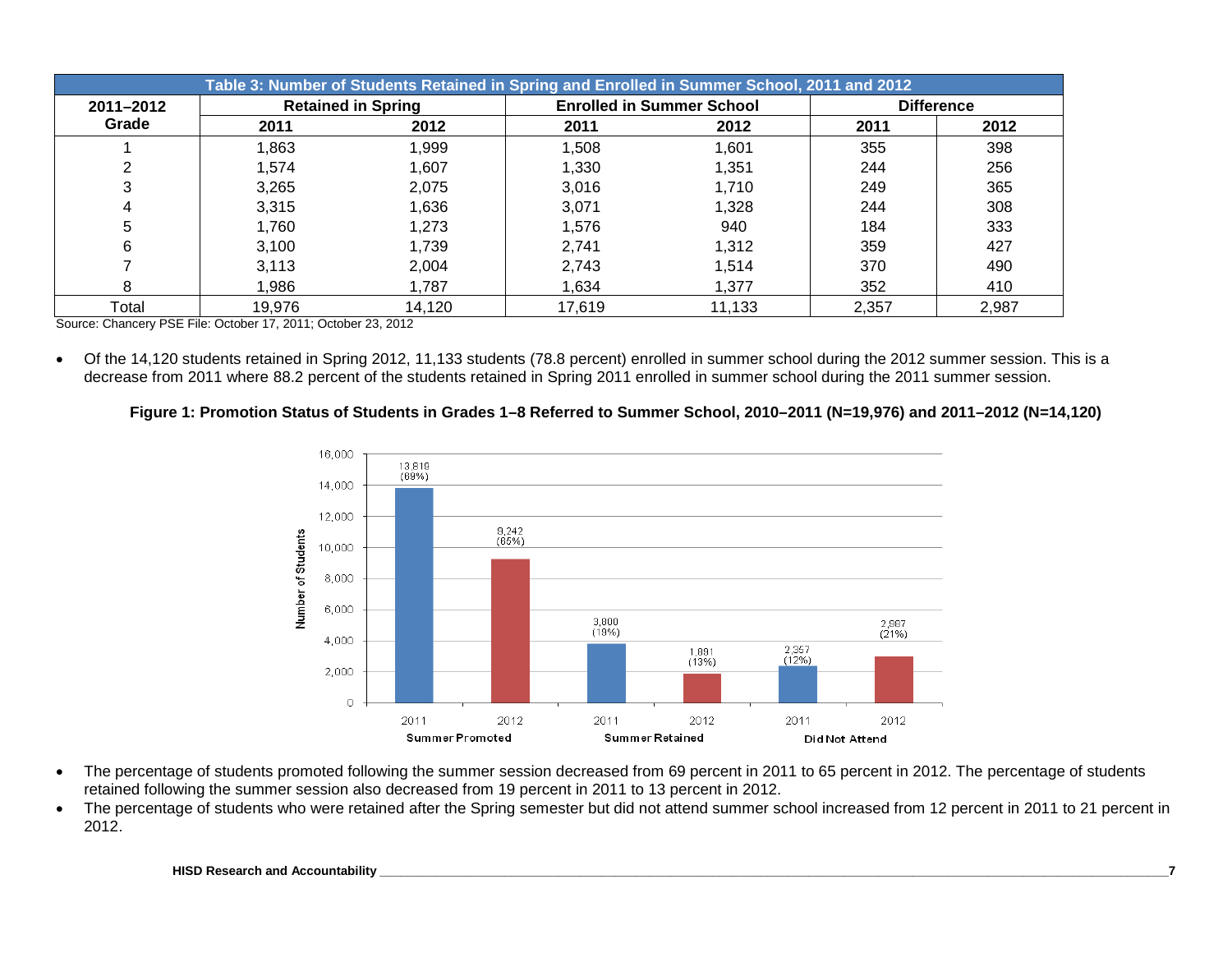| Table 3: Number of Students Retained in Spring and Enrolled in Summer School, 2011 and 2012 | | | | | | |
|---|---|---|---|---|---|---|
| 2011–2012 Grade | Retained in Spring | | Enrolled in Summer School | | Difference | |
| | 2011 | 2012 | 2011 | 2012 | 2011 | 2012 |
| 1 | 1,863 | 1,999 | 1,508 | 1,601 | 355 | 398 |
| 2 | 1,574 | 1,607 | 1,330 | 1,351 | 244 | 256 |
| 3 | 3,265 | 2,075 | 3,016 | 1,710 | 249 | 365 |
| 4 | 3,315 | 1,636 | 3,071 | 1,328 | 244 | 308 |
| 5 | 1,760 | 1,273 | 1,576 | 940 | 184 | 333 |
| 6 | 3,100 | 1,739 | 2,741 | 1,312 | 359 | 427 |
| 7 | 3,113 | 2,004 | 2,743 | 1,514 | 370 | 490 |
| 8 | 1,986 | 1,787 | 1,634 | 1,377 | 352 | 410 |
| Total | 19,976 | 14,120 | 17,619 | 11,133 | 2,357 | 2,987 |

Source: Chancery PSE File: October 17, 2011; October 23, 2012

- Of the 14,120 students retained in Spring 2012, 11,133 students (78.8 percent) enrolled in summer school during the 2012 summer session. This is a decrease from 2011 where 88.2 percent of the students retained in Spring 2011 enrolled in summer school during the 2011 summer session.

**Figure 1: Promotion Status of Students in Grades 1–8 Referred to Summer School, 2010–2011 (N=19,976) and 2011–2012 (N=14,120)**

| | Summer Promoted | | Summer Retained | | Did Not Attend | |
|---|---|---|---|---|---|---|
| | 2011 | 2012 | 2011 | 2012 | 2011 | 2012 |
| Number of Students | 13,819 (69%) | 9,242 (65%) | 3,800 (19%) | 1,891 (13%) | 2,357 (12%) | 2,987 (21%) |

- The percentage of students promoted following the summer session decreased from 69 percent in 2011 to 65 percent in 2012. The percentage of students retained following the summer session also decreased from 19 percent in 2011 to 13 percent in 2012.
- The percentage of students who were retained after the Spring semester but did not attend summer school increased from 12 percent in 2011 to 21 percent in 2012.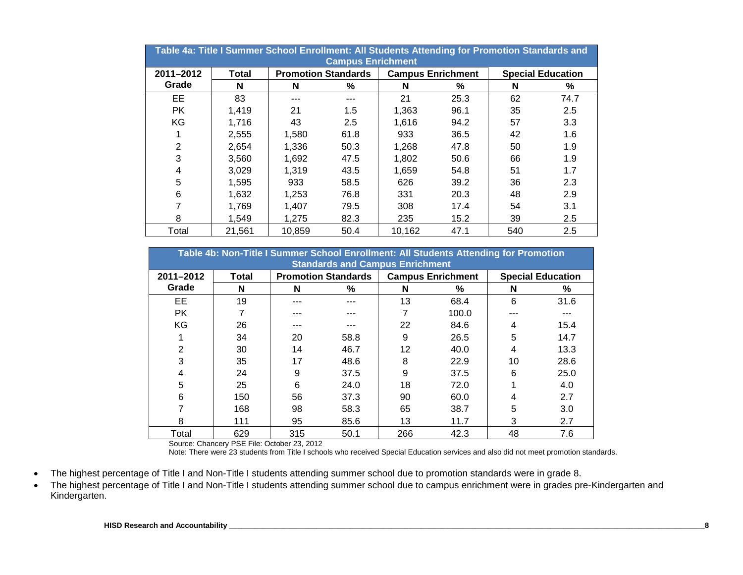**Table 4a: Title I Summer School Enrollment: All Students Attending for Promotion Standards and Campus Enrichment**

| 2011–2012 Grade | Total | Promotion Standards | | Campus Enrichment | | Special Education | |
|---|---|---|---|---|---|---|---|
| | N | N | % | N | % | N | % |
| EE | 83 | --- | --- | 21 | 25.3 | 62 | 74.7 |
| PK | 1,419 | 21 | 1.5 | 1,363 | 96.1 | 35 | 2.5 |
| KG | 1,716 | 43 | 2.5 | 1,616 | 94.2 | 57 | 3.3 |
| 1 | 2,555 | 1,580 | 61.8 | 933 | 36.5 | 42 | 1.6 |
| 2 | 2,654 | 1,336 | 50.3 | 1,268 | 47.8 | 50 | 1.9 |
| 3 | 3,560 | 1,692 | 47.5 | 1,802 | 50.6 | 66 | 1.9 |
| 4 | 3,029 | 1,319 | 43.5 | 1,659 | 54.8 | 51 | 1.7 |
| 5 | 1,595 | 933 | 58.5 | 626 | 39.2 | 36 | 2.3 |
| 6 | 1,632 | 1,253 | 76.8 | 331 | 20.3 | 48 | 2.9 |
| 7 | 1,769 | 1,407 | 79.5 | 308 | 17.4 | 54 | 3.1 |
| 8 | 1,549 | 1,275 | 82.3 | 235 | 15.2 | 39 | 2.5 |
| Total | 21,561 | 10,859 | 50.4 | 10,162 | 47.1 | 540 | 2.5 |

**Table 4b: Non-Title I Summer School Enrollment: All Students Attending for Promotion Standards and Campus Enrichment**

| 2011–2012 Grade | Total | Promotion Standards | | Campus Enrichment | | Special Education | |
|---|---|---|---|---|---|---|---|
| | N | N | % | N | % | N | % |
| EE | 19 | --- | --- | 13 | 68.4 | 6 | 31.6 |
| PK | 7 | --- | --- | 7 | 100.0 | --- | --- |
| KG | 26 | --- | --- | 22 | 84.6 | 4 | 15.4 |
| 1 | 34 | 20 | 58.8 | 9 | 26.5 | 5 | 14.7 |
| 2 | 30 | 14 | 46.7 | 12 | 40.0 | 4 | 13.3 |
| 3 | 35 | 17 | 48.6 | 8 | 22.9 | 10 | 28.6 |
| 4 | 24 | 9 | 37.5 | 9 | 37.5 | 6 | 25.0 |
| 5 | 25 | 6 | 24.0 | 18 | 72.0 | 1 | 4.0 |
| 6 | 150 | 56 | 37.3 | 90 | 60.0 | 4 | 2.7 |
| 7 | 168 | 98 | 58.3 | 65 | 38.7 | 5 | 3.0 |
| 8 | 111 | 95 | 85.6 | 13 | 11.7 | 3 | 2.7 |
| Total | 629 | 315 | 50.1 | 266 | 42.3 | 48 | 7.6 |

Source: Chancery PSE File: October 23, 2012

Note: There were 23 students from Title I schools who received Special Education services and also did not meet promotion standards.

- The highest percentage of Title I and Non-Title I students attending summer school due to promotion standards were in grade 8.
- The highest percentage of Title I and Non-Title I students attending summer school due to campus enrichment were in grades pre-Kindergarten and Kindergarten.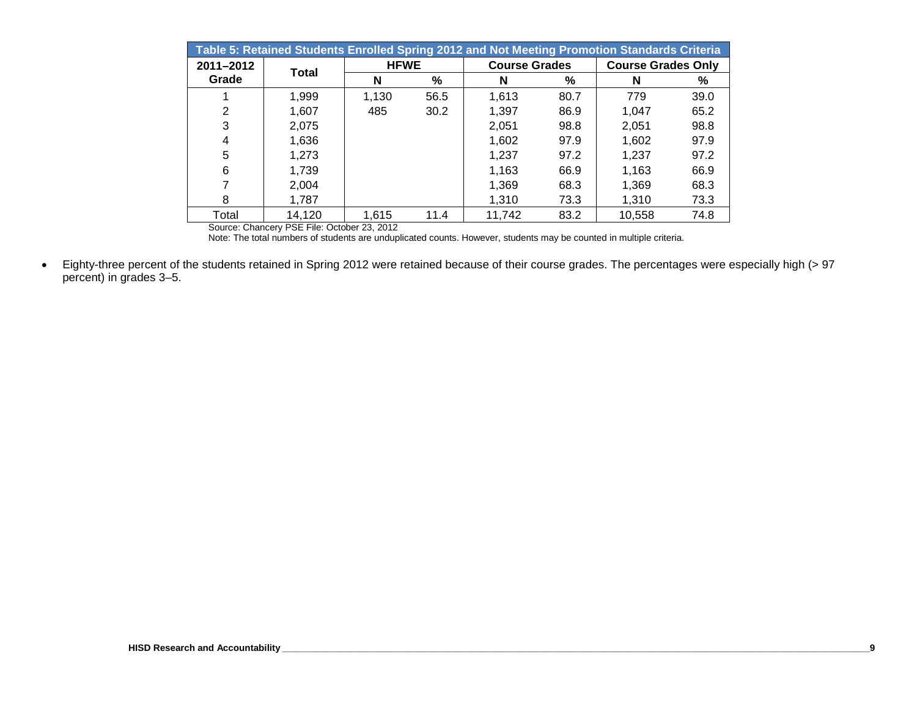| Table 5: Retained Students Enrolled Spring 2012 and Not Meeting Promotion Standards Criteria | | | | | | | |
|---|---|---|---|---|---|---|---|
| 2011–2012 Grade | Total | HFWE | | Course Grades | | Course Grades Only | |
| | | N | % | N | % | N | % |
| 1 | 1,999 | 1,130 | 56.5 | 1,613 | 80.7 | 779 | 39.0 |
| 2 | 1,607 | 485 | 30.2 | 1,397 | 86.9 | 1,047 | 65.2 |
| 3 | 2,075 | | | 2,051 | 98.8 | 2,051 | 98.8 |
| 4 | 1,636 | | | 1,602 | 97.9 | 1,602 | 97.9 |
| 5 | 1,273 | | | 1,237 | 97.2 | 1,237 | 97.2 |
| 6 | 1,739 | | | 1,163 | 66.9 | 1,163 | 66.9 |
| 7 | 2,004 | | | 1,369 | 68.3 | 1,369 | 68.3 |
| 8 | 1,787 | | | 1,310 | 73.3 | 1,310 | 73.3 |
| Total | 14,120 | 1,615 | 11.4 | 11,742 | 83.2 | 10,558 | 74.8 |

Source: Chancery PSE File: October 23, 2012

Note: The total numbers of students are unduplicated counts. However, students may be counted in multiple criteria.

- Eighty-three percent of the students retained in Spring 2012 were retained because of their course grades. The percentages were especially high (> 97 percent) in grades 3–5.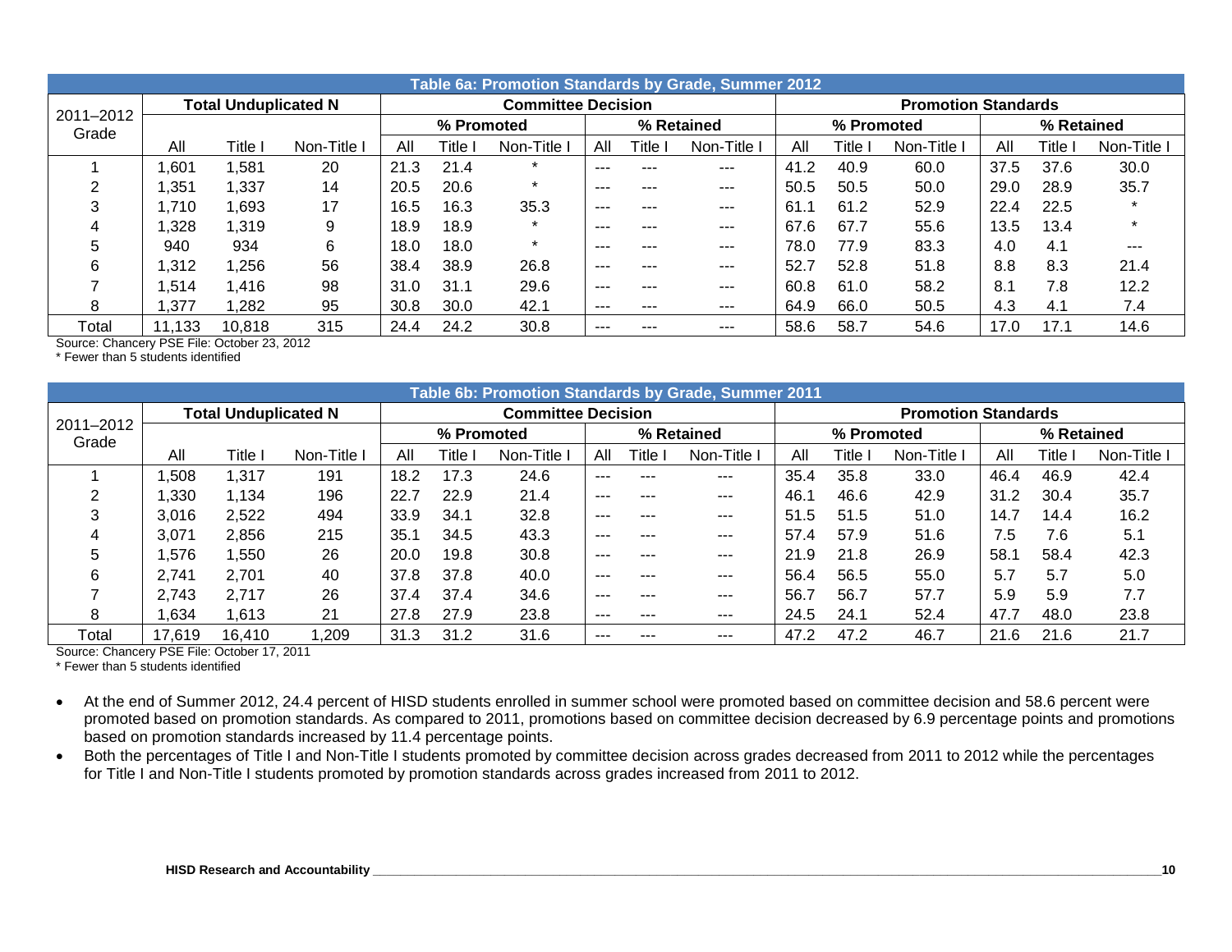**Table 6a: Promotion Standards by Grade, Summer 2012**

| 2011–2012 Grade | Total Unduplicated N | | | Committee Decision | | | | | | Promotion Standards | | | | | |
|---|---|---|---|---|---|---|---|---|---|---|---|---|---|---|---|
| | | | | % Promoted | | | % Retained | | | % Promoted | | | % Retained | | |
| | All | Title I | Non-Title I | All | Title I | Non-Title I | All | Title I | Non-Title I | All | Title I | Non-Title I | All | Title I | Non-Title I |
| 1 | 1,601 | 1,581 | 20 | 21.3 | 21.4 | * | --- | --- | --- | 41.2 | 40.9 | 60.0 | 37.5 | 37.6 | 30.0 |
| 2 | 1,351 | 1,337 | 14 | 20.5 | 20.6 | * | --- | --- | --- | 50.5 | 50.5 | 50.0 | 29.0 | 28.9 | 35.7 |
| 3 | 1,710 | 1,693 | 17 | 16.5 | 16.3 | 35.3 | --- | --- | --- | 61.1 | 61.2 | 52.9 | 22.4 | 22.5 | * |
| 4 | 1,328 | 1,319 | 9 | 18.9 | 18.9 | * | --- | --- | --- | 67.6 | 67.7 | 55.6 | 13.5 | 13.4 | * |
| 5 | 940 | 934 | 6 | 18.0 | 18.0 | * | --- | --- | --- | 78.0 | 77.9 | 83.3 | 4.0 | 4.1 | --- |
| 6 | 1,312 | 1,256 | 56 | 38.4 | 38.9 | 26.8 | --- | --- | --- | 52.7 | 52.8 | 51.8 | 8.8 | 8.3 | 21.4 |
| 7 | 1,514 | 1,416 | 98 | 31.0 | 31.1 | 29.6 | --- | --- | --- | 60.8 | 61.0 | 58.2 | 8.1 | 7.8 | 12.2 |
| 8 | 1,377 | 1,282 | 95 | 30.8 | 30.0 | 42.1 | --- | --- | --- | 64.9 | 66.0 | 50.5 | 4.3 | 4.1 | 7.4 |
| Total | 11,133 | 10,818 | 315 | 24.4 | 24.2 | 30.8 | --- | --- | --- | 58.6 | 58.7 | 54.6 | 17.0 | 17.1 | 14.6 |

Source: Chancery PSE File: October 23, 2012
* Fewer than 5 students identified

**Table 6b: Promotion Standards by Grade, Summer 2011**

| 2011–2012 Grade | Total Unduplicated N | | | Committee Decision | | | | | | Promotion Standards | | | | | |
|---|---|---|---|---|---|---|---|---|---|---|---|---|---|---|---|
| | | | | % Promoted | | | % Retained | | | % Promoted | | | % Retained | | |
| | All | Title I | Non-Title I | All | Title I | Non-Title I | All | Title I | Non-Title I | All | Title I | Non-Title I | All | Title I | Non-Title I |
| 1 | 1,508 | 1,317 | 191 | 18.2 | 17.3 | 24.6 | --- | --- | --- | 35.4 | 35.8 | 33.0 | 46.4 | 46.9 | 42.4 |
| 2 | 1,330 | 1,134 | 196 | 22.7 | 22.9 | 21.4 | --- | --- | --- | 46.1 | 46.6 | 42.9 | 31.2 | 30.4 | 35.7 |
| 3 | 3,016 | 2,522 | 494 | 33.9 | 34.1 | 32.8 | --- | --- | --- | 51.5 | 51.5 | 51.0 | 14.7 | 14.4 | 16.2 |
| 4 | 3,071 | 2,856 | 215 | 35.1 | 34.5 | 43.3 | --- | --- | --- | 57.4 | 57.9 | 51.6 | 7.5 | 7.6 | 5.1 |
| 5 | 1,576 | 1,550 | 26 | 20.0 | 19.8 | 30.8 | --- | --- | --- | 21.9 | 21.8 | 26.9 | 58.1 | 58.4 | 42.3 |
| 6 | 2,741 | 2,701 | 40 | 37.8 | 37.8 | 40.0 | --- | --- | --- | 56.4 | 56.5 | 55.0 | 5.7 | 5.7 | 5.0 |
| 7 | 2,743 | 2,717 | 26 | 37.4 | 37.4 | 34.6 | --- | --- | --- | 56.7 | 56.7 | 57.7 | 5.9 | 5.9 | 7.7 |
| 8 | 1,634 | 1,613 | 21 | 27.8 | 27.9 | 23.8 | --- | --- | --- | 24.5 | 24.1 | 52.4 | 47.7 | 48.0 | 23.8 |
| Total | 17,619 | 16,410 | 1,209 | 31.3 | 31.2 | 31.6 | --- | --- | --- | 47.2 | 47.2 | 46.7 | 21.6 | 21.6 | 21.7 |

Source: Chancery PSE File: October 17, 2011
* Fewer than 5 students identified

- At the end of Summer 2012, 24.4 percent of HISD students enrolled in summer school were promoted based on committee decision and 58.6 percent were promoted based on promotion standards. As compared to 2011, promotions based on committee decision decreased by 6.9 percentage points and promotions based on promotion standards increased by 11.4 percentage points.
- Both the percentages of Title I and Non-Title I students promoted by committee decision across grades decreased from 2011 to 2012 while the percentages for Title I and Non-Title I students promoted by promotion standards across grades increased from 2011 to 2012.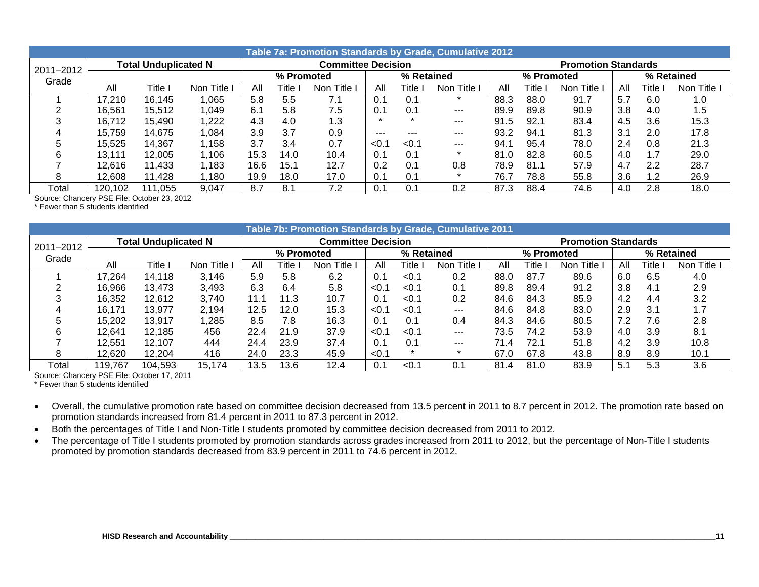**Table 7a: Promotion Standards by Grade, Cumulative 2012**

| 2011–2012 Grade | Total Unduplicated N | | | Committee Decision | | | | | | Promotion Standards | | | | | |
|---|---|---|---|---|---|---|---|---|---|---|---|---|---|---|---|
| | | | | % Promoted | | | % Retained | | | % Promoted | | | % Retained | | |
| | All | Title I | Non Title I | All | Title I | Non Title I | All | Title I | Non Title I | All | Title I | Non Title I | All | Title I | Non Title I |
| 1 | 17,210 | 16,145 | 1,065 | 5.8 | 5.5 | 7.1 | 0.1 | 0.1 | * | 88.3 | 88.0 | 91.7 | 5.7 | 6.0 | 1.0 |
| 2 | 16,561 | 15,512 | 1,049 | 6.1 | 5.8 | 7.5 | 0.1 | 0.1 | --- | 89.9 | 89.8 | 90.9 | 3.8 | 4.0 | 1.5 |
| 3 | 16,712 | 15,490 | 1,222 | 4.3 | 4.0 | 1.3 | * | * | --- | 91.5 | 92.1 | 83.4 | 4.5 | 3.6 | 15.3 |
| 4 | 15,759 | 14,675 | 1,084 | 3.9 | 3.7 | 0.9 | --- | --- | --- | 93.2 | 94.1 | 81.3 | 3.1 | 2.0 | 17.8 |
| 5 | 15,525 | 14,367 | 1,158 | 3.7 | 3.4 | 0.7 | <0.1 | <0.1 | --- | 94.1 | 95.4 | 78.0 | 2.4 | 0.8 | 21.3 |
| 6 | 13,111 | 12,005 | 1,106 | 15.3 | 14.0 | 10.4 | 0.1 | 0.1 | * | 81.0 | 82.8 | 60.5 | 4.0 | 1.7 | 29.0 |
| 7 | 12,616 | 11,433 | 1,183 | 16.6 | 15.1 | 12.7 | 0.2 | 0.1 | 0.8 | 78.9 | 81.1 | 57.9 | 4.7 | 2.2 | 28.7 |
| 8 | 12,608 | 11,428 | 1,180 | 19.9 | 18.0 | 17.0 | 0.1 | 0.1 | * | 76.7 | 78.8 | 55.8 | 3.6 | 1.2 | 26.9 |
| Total | 120,102 | 111,055 | 9,047 | 8.7 | 8.1 | 7.2 | 0.1 | 0.1 | 0.2 | 87.3 | 88.4 | 74.6 | 4.0 | 2.8 | 18.0 |

Source: Chancery PSE File: October 23, 2012
* Fewer than 5 students identified

**Table 7b: Promotion Standards by Grade, Cumulative 2011**

| 2011–2012 Grade | Total Unduplicated N | | | Committee Decision | | | | | | Promotion Standards | | | | | |
|---|---|---|---|---|---|---|---|---|---|---|---|---|---|---|---|
| | | | | % Promoted | | | % Retained | | | % Promoted | | | % Retained | | |
| | All | Title I | Non Title I | All | Title I | Non Title I | All | Title I | Non Title I | All | Title I | Non Title I | All | Title I | Non Title I |
| 1 | 17,264 | 14,118 | 3,146 | 5.9 | 5.8 | 6.2 | 0.1 | <0.1 | 0.2 | 88.0 | 87.7 | 89.6 | 6.0 | 6.5 | 4.0 |
| 2 | 16,966 | 13,473 | 3,493 | 6.3 | 6.4 | 5.8 | <0.1 | <0.1 | 0.1 | 89.8 | 89.4 | 91.2 | 3.8 | 4.1 | 2.9 |
| 3 | 16,352 | 12,612 | 3,740 | 11.1 | 11.3 | 10.7 | 0.1 | <0.1 | 0.2 | 84.6 | 84.3 | 85.9 | 4.2 | 4.4 | 3.2 |
| 4 | 16,171 | 13,977 | 2,194 | 12.5 | 12.0 | 15.3 | <0.1 | <0.1 | --- | 84.6 | 84.8 | 83.0 | 2.9 | 3.1 | 1.7 |
| 5 | 15,202 | 13,917 | 1,285 | 8.5 | 7.8 | 16.3 | 0.1 | 0.1 | 0.4 | 84.3 | 84.6 | 80.5 | 7.2 | 7.6 | 2.8 |
| 6 | 12,641 | 12,185 | 456 | 22.4 | 21.9 | 37.9 | <0.1 | <0.1 | --- | 73.5 | 74.2 | 53.9 | 4.0 | 3.9 | 8.1 |
| 7 | 12,551 | 12,107 | 444 | 24.4 | 23.9 | 37.4 | 0.1 | 0.1 | --- | 71.4 | 72.1 | 51.8 | 4.2 | 3.9 | 10.8 |
| 8 | 12,620 | 12,204 | 416 | 24.0 | 23.3 | 45.9 | <0.1 | * | * | 67.0 | 67.8 | 43.8 | 8.9 | 8.9 | 10.1 |
| Total | 119,767 | 104,593 | 15,174 | 13.5 | 13.6 | 12.4 | 0.1 | <0.1 | 0.1 | 81.4 | 81.0 | 83.9 | 5.1 | 5.3 | 3.6 |

Source: Chancery PSE File: October 17, 2011
* Fewer than 5 students identified

- Overall, the cumulative promotion rate based on committee decision decreased from 13.5 percent in 2011 to 8.7 percent in 2012. The promotion rate based on promotion standards increased from 81.4 percent in 2011 to 87.3 percent in 2012.
- Both the percentages of Title I and Non-Title I students promoted by committee decision decreased from 2011 to 2012.
- The percentage of Title I students promoted by promotion standards across grades increased from 2011 to 2012, but the percentage of Non-Title I students promoted by promotion standards decreased from 83.9 percent in 2011 to 74.6 percent in 2012.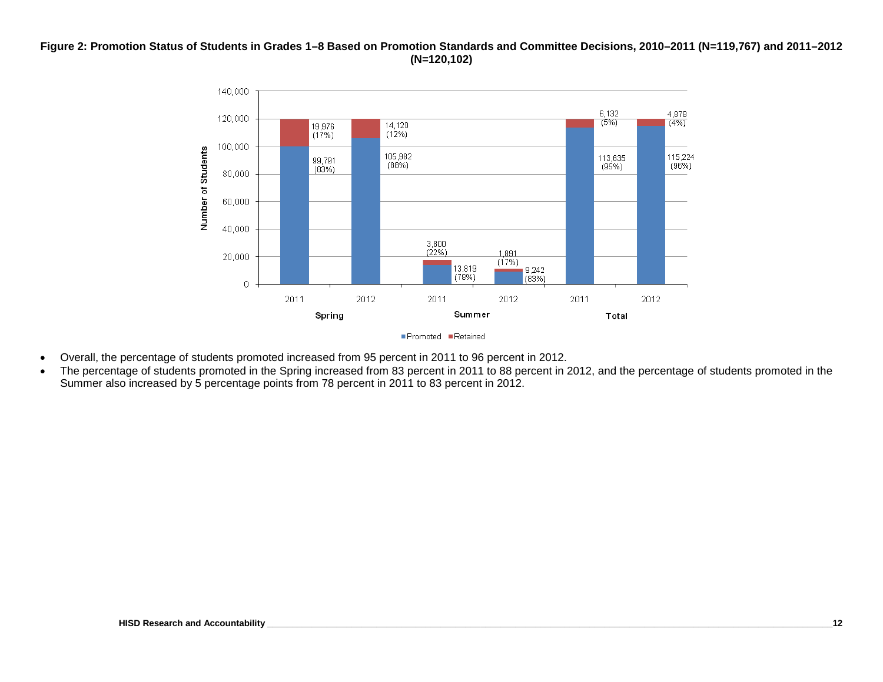**Figure 2: Promotion Status of Students in Grades 1–8 Based on Promotion Standards and Committee Decisions, 2010–2011 (N=119,767) and 2011–2012 (N=120,102)**

| | Spring 2011 | Spring 2012 | Summer 2011 | Summer 2012 | Total 2011 | Total 2012 |
|---|---|---|---|---|---|---|
| Promoted | 99,791 (83%) | 105,982 (88%) | 13,819 (78%) | 9,242 (83%) | 113,635 (95%) | 115,224 (96%) |
| Retained | 19,976 (17%) | 14,120 (12%) | 3,800 (22%) | 1,891 (17%) | 6,132 (5%) | 4,878 (4%) |

- Overall, the percentage of students promoted increased from 95 percent in 2011 to 96 percent in 2012.
- The percentage of students promoted in the Spring increased from 83 percent in 2011 to 88 percent in 2012, and the percentage of students promoted in the Summer also increased by 5 percentage points from 78 percent in 2011 to 83 percent in 2012.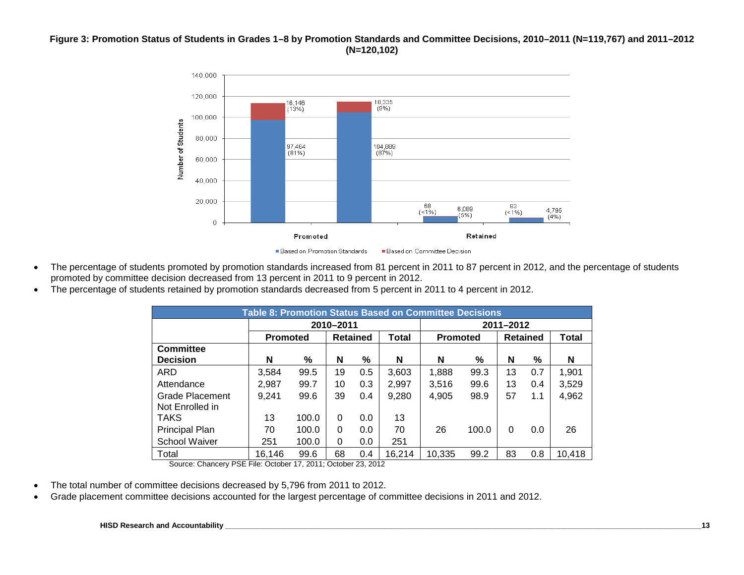**Figure 3: Promotion Status of Students in Grades 1–8 by Promotion Standards and Committee Decisions, 2010–2011 (N=119,767) and 2011–2012 (N=120,102)**

- The percentage of students promoted by promotion standards increased from 81 percent in 2011 to 87 percent in 2012, and the percentage of students promoted by committee decision decreased from 13 percent in 2011 to 9 percent in 2012.
- The percentage of students retained by promotion standards decreased from 5 percent in 2011 to 4 percent in 2012.

**Table 8: Promotion Status Based on Committee Decisions**

| | 2010–2011 | | | | | 2011–2012 | | | | |
|---|---|---|---|---|---|---|---|---|---|---|
| | Promoted | | Retained | | Total | Promoted | | Retained | | Total |
| **Committee Decision** | **N** | **%** | **N** | **%** | **N** | **N** | **%** | **N** | **%** | **N** |
| ARD | 3,584 | 99.5 | 19 | 0.5 | 3,603 | 1,888 | 99.3 | 13 | 0.7 | 1,901 |
| Attendance | 2,987 | 99.7 | 10 | 0.3 | 2,997 | 3,516 | 99.6 | 13 | 0.4 | 3,529 |
| Grade Placement | 9,241 | 99.6 | 39 | 0.4 | 9,280 | 4,905 | 98.9 | 57 | 1.1 | 4,962 |
| Not Enrolled in TAKS | 13 | 100.0 | 0 | 0.0 | 13 | | | | | |
| Principal Plan | 70 | 100.0 | 0 | 0.0 | 70 | 26 | 100.0 | 0 | 0.0 | 26 |
| School Waiver | 251 | 100.0 | 0 | 0.0 | 251 | | | | | |
| Total | 16,146 | 99.6 | 68 | 0.4 | 16,214 | 10,335 | 99.2 | 83 | 0.8 | 10,418 |

Source: Chancery PSE File: October 17, 2011; October 23, 2012

- The total number of committee decisions decreased by 5,796 from 2011 to 2012.
- Grade placement committee decisions accounted for the largest percentage of committee decisions in 2011 and 2012.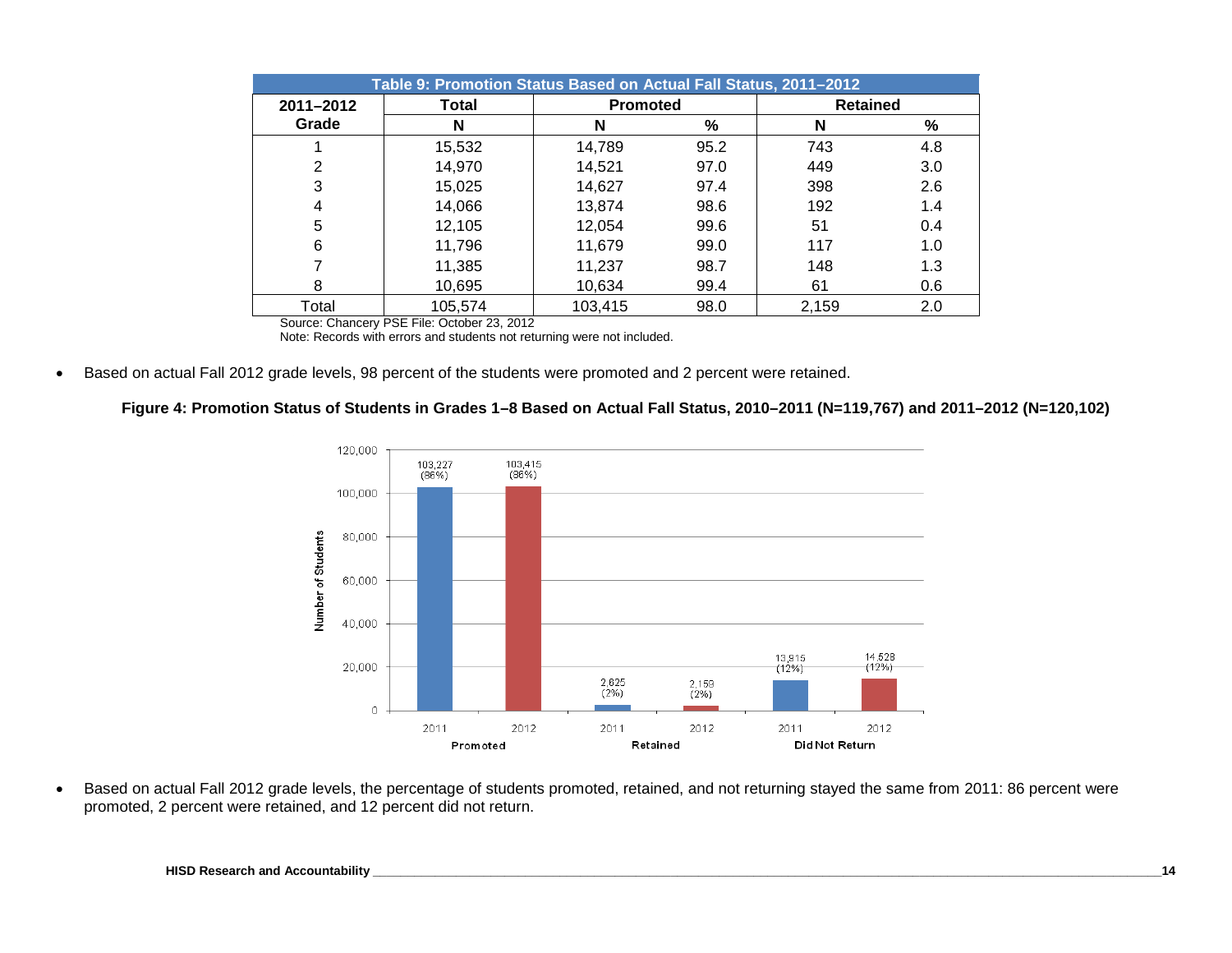**Table 9: Promotion Status Based on Actual Fall Status, 2011–2012**

| 2011–2012 Grade | Total | Promoted | | Retained | |
|---|---|---|---|---|---|
| | N | N | % | N | % |
| 1 | 15,532 | 14,789 | 95.2 | 743 | 4.8 |
| 2 | 14,970 | 14,521 | 97.0 | 449 | 3.0 |
| 3 | 15,025 | 14,627 | 97.4 | 398 | 2.6 |
| 4 | 14,066 | 13,874 | 98.6 | 192 | 1.4 |
| 5 | 12,105 | 12,054 | 99.6 | 51 | 0.4 |
| 6 | 11,796 | 11,679 | 99.0 | 117 | 1.0 |
| 7 | 11,385 | 11,237 | 98.7 | 148 | 1.3 |
| 8 | 10,695 | 10,634 | 99.4 | 61 | 0.6 |
| Total | 105,574 | 103,415 | 98.0 | 2,159 | 2.0 |

Source: Chancery PSE File: October 23, 2012
Note: Records with errors and students not returning were not included.

- Based on actual Fall 2012 grade levels, 98 percent of the students were promoted and 2 percent were retained.

**Figure 4: Promotion Status of Students in Grades 1–8 Based on Actual Fall Status, 2010–2011 (N=119,767) and 2011–2012 (N=120,102)**

| Status | 2011 | 2012 |
|---|---|---|
| Promoted | 103,227 (86%) | 103,415 (86%) |
| Retained | 2,625 (2%) | 2,159 (2%) |
| Did Not Return | 13,915 (12%) | 14,528 (12%) |

- Based on actual Fall 2012 grade levels, the percentage of students promoted, retained, and not returning stayed the same from 2011: 86 percent were promoted, 2 percent were retained, and 12 percent did not return.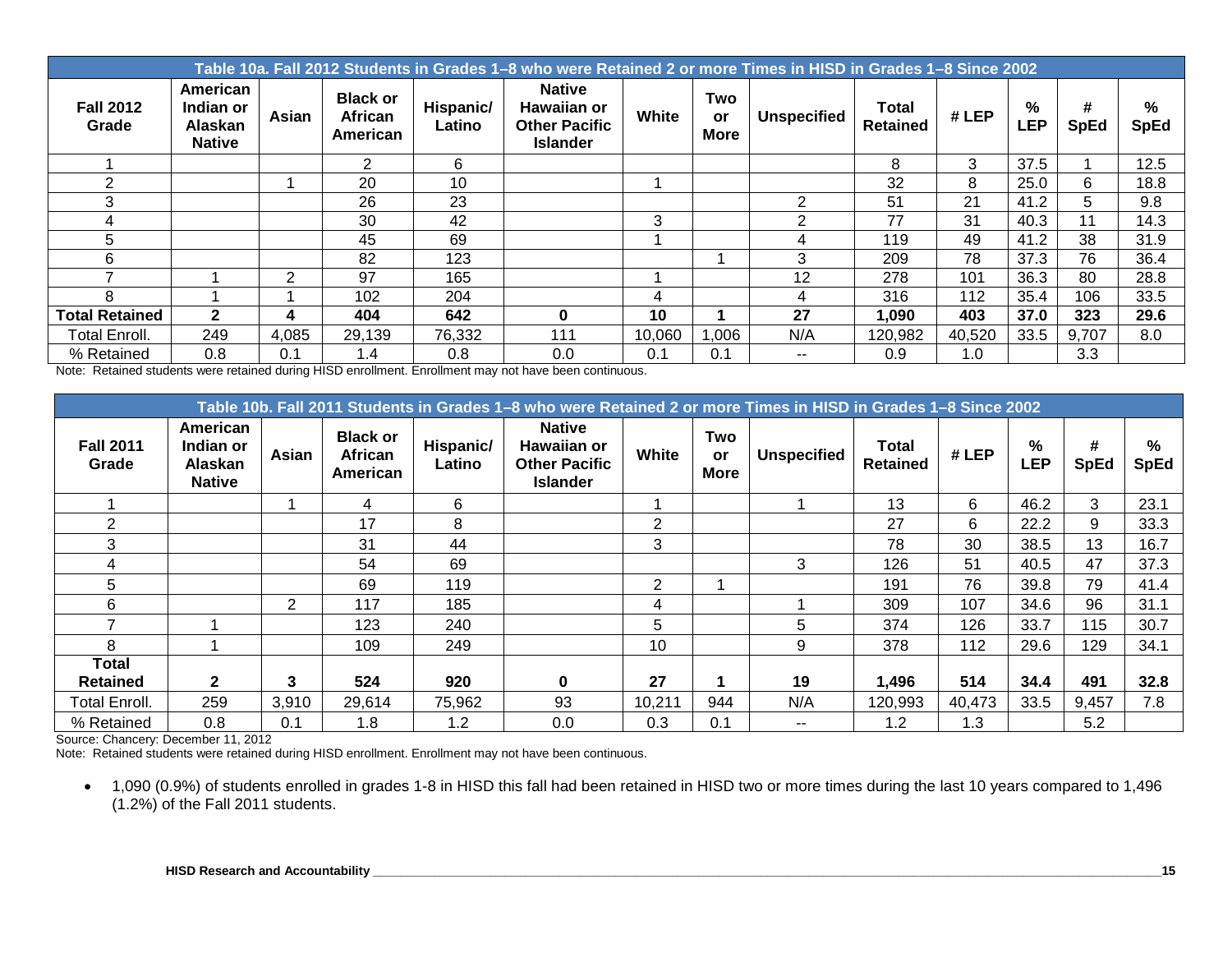| Table 10a. Fall 2012 Students in Grades 1–8 who were Retained 2 or more Times in HISD in Grades 1–8 Since 2002 | | | | | | | | | | | | | |
|---|---|---|---|---|---|---|---|---|---|---|---|---|---|
| **Fall 2012 Grade** | **American Indian or Alaskan Native** | **Asian** | **Black or African American** | **Hispanic/ Latino** | **Native Hawaiian or Other Pacific Islander** | **White** | **Two or More** | **Unspecified** | **Total Retained** | **# LEP** | **% LEP** | **# SpEd** | **% SpEd** |
| 1 | | | 2 | 6 | | | | | 8 | 3 | 37.5 | 1 | 12.5 |
| 2 | | 1 | 20 | 10 | | 1 | | | 32 | 8 | 25.0 | 6 | 18.8 |
| 3 | | | 26 | 23 | | | | 2 | 51 | 21 | 41.2 | 5 | 9.8 |
| 4 | | | 30 | 42 | | 3 | | 2 | 77 | 31 | 40.3 | 11 | 14.3 |
| 5 | | | 45 | 69 | | 1 | | 4 | 119 | 49 | 41.2 | 38 | 31.9 |
| 6 | | | 82 | 123 | | | 1 | 3 | 209 | 78 | 37.3 | 76 | 36.4 |
| 7 | 1 | 2 | 97 | 165 | | 1 | | 12 | 278 | 101 | 36.3 | 80 | 28.8 |
| 8 | 1 | 1 | 102 | 204 | | 4 | | 4 | 316 | 112 | 35.4 | 106 | 33.5 |
| **Total Retained** | **2** | **4** | **404** | **642** | **0** | **10** | **1** | **27** | **1,090** | **403** | **37.0** | **323** | **29.6** |
| Total Enroll. | 249 | 4,085 | 29,139 | 76,332 | 111 | 10,060 | 1,006 | N/A | 120,982 | 40,520 | 33.5 | 9,707 | 8.0 |
| % Retained | 0.8 | 0.1 | 1.4 | 0.8 | 0.0 | 0.1 | 0.1 | -- | 0.9 | 1.0 | | 3.3 | |

Note: Retained students were retained during HISD enrollment. Enrollment may not have been continuous.

| Table 10b. Fall 2011 Students in Grades 1–8 who were Retained 2 or more Times in HISD in Grades 1–8 Since 2002 | | | | | | | | | | | | | |
|---|---|---|---|---|---|---|---|---|---|---|---|---|---|
| **Fall 2011 Grade** | **American Indian or Alaskan Native** | **Asian** | **Black or African American** | **Hispanic/ Latino** | **Native Hawaiian or Other Pacific Islander** | **White** | **Two or More** | **Unspecified** | **Total Retained** | **# LEP** | **% LEP** | **# SpEd** | **% SpEd** |
| 1 | | 1 | 4 | 6 | | 1 | | 1 | 13 | 6 | 46.2 | 3 | 23.1 |
| 2 | | | 17 | 8 | | 2 | | | 27 | 6 | 22.2 | 9 | 33.3 |
| 3 | | | 31 | 44 | | 3 | | | 78 | 30 | 38.5 | 13 | 16.7 |
| 4 | | | 54 | 69 | | | | 3 | 126 | 51 | 40.5 | 47 | 37.3 |
| 5 | | | 69 | 119 | | 2 | 1 | | 191 | 76 | 39.8 | 79 | 41.4 |
| 6 | | 2 | 117 | 185 | | 4 | | 1 | 309 | 107 | 34.6 | 96 | 31.1 |
| 7 | 1 | | 123 | 240 | | 5 | | 5 | 374 | 126 | 33.7 | 115 | 30.7 |
| 8 | 1 | | 109 | 249 | | 10 | | 9 | 378 | 112 | 29.6 | 129 | 34.1 |
| **Total Retained** | **2** | **3** | **524** | **920** | **0** | **27** | **1** | **19** | **1,496** | **514** | **34.4** | **491** | **32.8** |
| Total Enroll. | 259 | 3,910 | 29,614 | 75,962 | 93 | 10,211 | 944 | N/A | 120,993 | 40,473 | 33.5 | 9,457 | 7.8 |
| % Retained | 0.8 | 0.1 | 1.8 | 1.2 | 0.0 | 0.3 | 0.1 | -- | 1.2 | 1.3 | | 5.2 | |

Source: Chancery: December 11, 2012

Note: Retained students were retained during HISD enrollment. Enrollment may not have been continuous.

- 1,090 (0.9%) of students enrolled in grades 1-8 in HISD this fall had been retained in HISD two or more times during the last 10 years compared to 1,496 (1.2%) of the Fall 2011 students.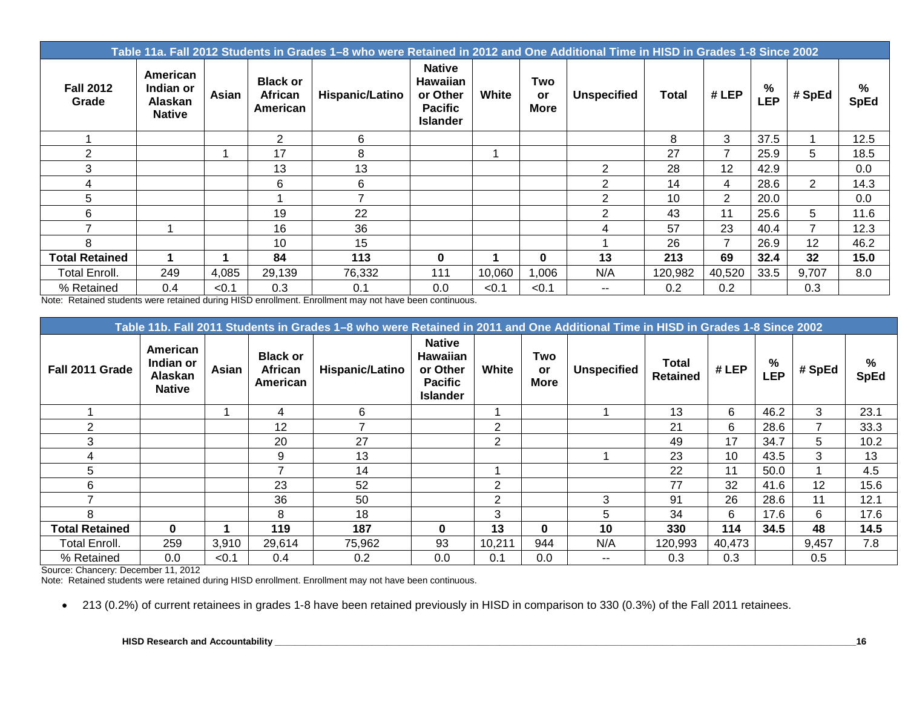**Table 11a. Fall 2012 Students in Grades 1–8 who were Retained in 2012 and One Additional Time in HISD in Grades 1-8 Since 2002**

| Fall 2012 Grade | American Indian or Alaskan Native | Asian | Black or African American | Hispanic/Latino | Native Hawaiian or Other Pacific Islander | White | Two or More | Unspecified | Total | # LEP | % LEP | # SpEd | % SpEd |
|---|---|---|---|---|---|---|---|---|---|---|---|---|---|
| 1 | | | 2 | 6 | | | | | 8 | 3 | 37.5 | 1 | 12.5 |
| 2 | | 1 | 17 | 8 | | 1 | | | 27 | 7 | 25.9 | 5 | 18.5 |
| 3 | | | 13 | 13 | | | | 2 | 28 | 12 | 42.9 | | 0.0 |
| 4 | | | 6 | 6 | | | | 2 | 14 | 4 | 28.6 | 2 | 14.3 |
| 5 | | | 1 | 7 | | | | 2 | 10 | 2 | 20.0 | | 0.0 |
| 6 | | | 19 | 22 | | | | 2 | 43 | 11 | 25.6 | 5 | 11.6 |
| 7 | 1 | | 16 | 36 | | | | 4 | 57 | 23 | 40.4 | 7 | 12.3 |
| 8 | | | 10 | 15 | | | | 1 | 26 | 7 | 26.9 | 12 | 46.2 |
| **Total Retained** | **1** | **1** | **84** | **113** | **0** | **1** | **0** | **13** | **213** | **69** | **32.4** | **32** | **15.0** |
| Total Enroll. | 249 | 4,085 | 29,139 | 76,332 | 111 | 10,060 | 1,006 | N/A | 120,982 | 40,520 | 33.5 | 9,707 | 8.0 |
| % Retained | 0.4 | <0.1 | 0.3 | 0.1 | 0.0 | <0.1 | <0.1 | -- | 0.2 | 0.2 | | 0.3 | |

Note: Retained students were retained during HISD enrollment. Enrollment may not have been continuous.

**Table 11b. Fall 2011 Students in Grades 1–8 who were Retained in 2011 and One Additional Time in HISD in Grades 1-8 Since 2002**

| Fall 2011 Grade | American Indian or Alaskan Native | Asian | Black or African American | Hispanic/Latino | Native Hawaiian or Other Pacific Islander | White | Two or More | Unspecified | Total Retained | # LEP | % LEP | # SpEd | % SpEd |
|---|---|---|---|---|---|---|---|---|---|---|---|---|---|
| 1 | | 1 | 4 | 6 | | 1 | | 1 | 13 | 6 | 46.2 | 3 | 23.1 |
| 2 | | | 12 | 7 | | 2 | | | 21 | 6 | 28.6 | 7 | 33.3 |
| 3 | | | 20 | 27 | | 2 | | | 49 | 17 | 34.7 | 5 | 10.2 |
| 4 | | | 9 | 13 | | | | 1 | 23 | 10 | 43.5 | 3 | 13 |
| 5 | | | 7 | 14 | | 1 | | | 22 | 11 | 50.0 | 1 | 4.5 |
| 6 | | | 23 | 52 | | 2 | | | 77 | 32 | 41.6 | 12 | 15.6 |
| 7 | | | 36 | 50 | | 2 | | 3 | 91 | 26 | 28.6 | 11 | 12.1 |
| 8 | | | 8 | 18 | | 3 | | 5 | 34 | 6 | 17.6 | 6 | 17.6 |
| **Total Retained** | **0** | **1** | **119** | **187** | **0** | **13** | **0** | **10** | **330** | **114** | **34.5** | **48** | **14.5** |
| Total Enroll. | 259 | 3,910 | 29,614 | 75,962 | 93 | 10,211 | 944 | N/A | 120,993 | 40,473 | | 9,457 | 7.8 |
| % Retained | 0.0 | <0.1 | 0.4 | 0.2 | 0.0 | 0.1 | 0.0 | -- | 0.3 | 0.3 | | 0.5 | |

Source: Chancery: December 11, 2012

Note: Retained students were retained during HISD enrollment. Enrollment may not have been continuous.

- 213 (0.2%) of current retainees in grades 1-8 have been retained previously in HISD in comparison to 330 (0.3%) of the Fall 2011 retainees.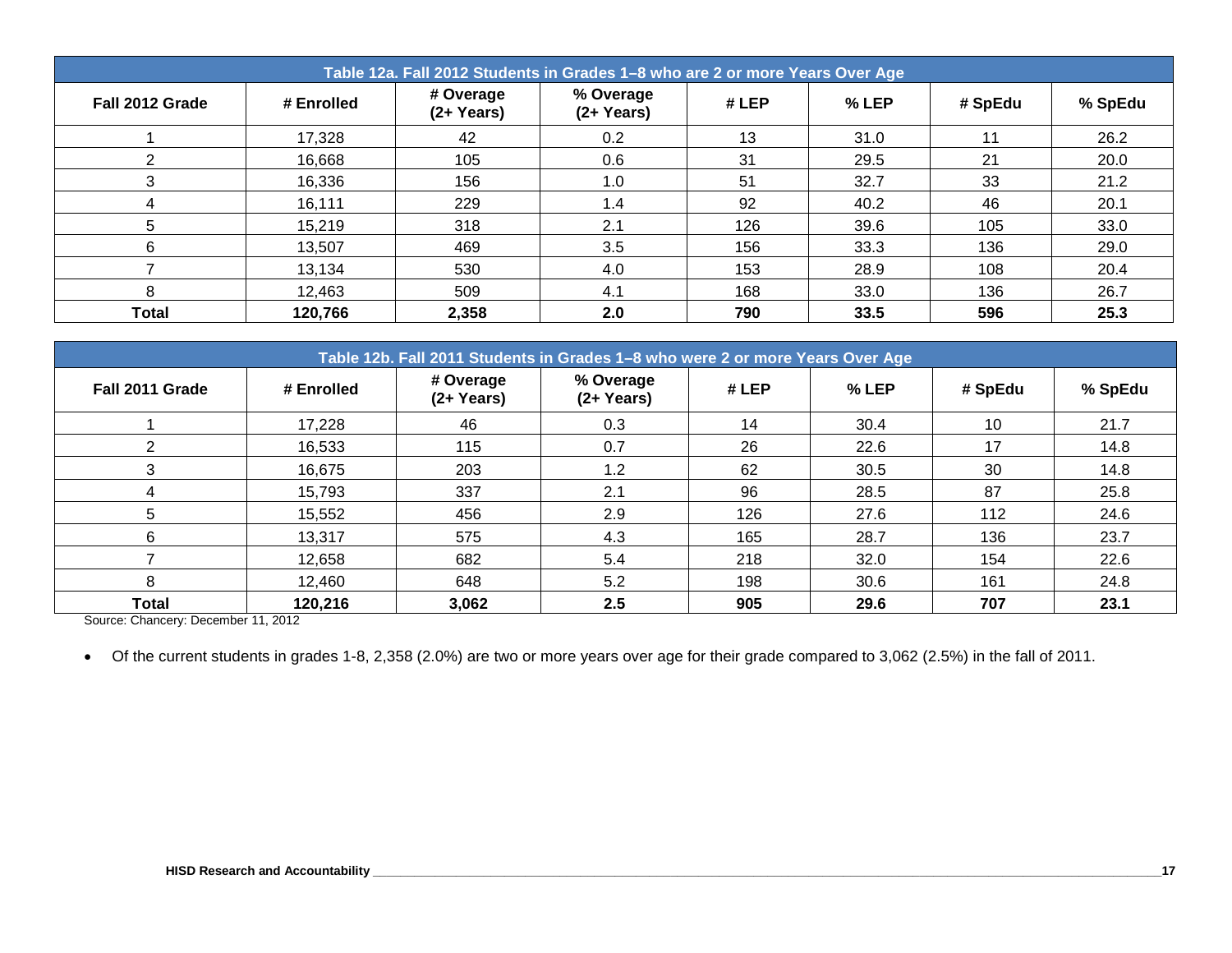| Table 12a. Fall 2012 Students in Grades 1–8 who are 2 or more Years Over Age | | | | | | | |
|---|---|---|---|---|---|---|---|
| **Fall 2012 Grade** | **# Enrolled** | **# Overage (2+ Years)** | **% Overage (2+ Years)** | **# LEP** | **% LEP** | **# SpEdu** | **% SpEdu** |
| 1 | 17,328 | 42 | 0.2 | 13 | 31.0 | 11 | 26.2 |
| 2 | 16,668 | 105 | 0.6 | 31 | 29.5 | 21 | 20.0 |
| 3 | 16,336 | 156 | 1.0 | 51 | 32.7 | 33 | 21.2 |
| 4 | 16,111 | 229 | 1.4 | 92 | 40.2 | 46 | 20.1 |
| 5 | 15,219 | 318 | 2.1 | 126 | 39.6 | 105 | 33.0 |
| 6 | 13,507 | 469 | 3.5 | 156 | 33.3 | 136 | 29.0 |
| 7 | 13,134 | 530 | 4.0 | 153 | 28.9 | 108 | 20.4 |
| 8 | 12,463 | 509 | 4.1 | 168 | 33.0 | 136 | 26.7 |
| **Total** | **120,766** | **2,358** | **2.0** | **790** | **33.5** | **596** | **25.3** |

| Table 12b. Fall 2011 Students in Grades 1–8 who were 2 or more Years Over Age | | | | | | | |
|---|---|---|---|---|---|---|---|
| **Fall 2011 Grade** | **# Enrolled** | **# Overage (2+ Years)** | **% Overage (2+ Years)** | **# LEP** | **% LEP** | **# SpEdu** | **% SpEdu** |
| 1 | 17,228 | 46 | 0.3 | 14 | 30.4 | 10 | 21.7 |
| 2 | 16,533 | 115 | 0.7 | 26 | 22.6 | 17 | 14.8 |
| 3 | 16,675 | 203 | 1.2 | 62 | 30.5 | 30 | 14.8 |
| 4 | 15,793 | 337 | 2.1 | 96 | 28.5 | 87 | 25.8 |
| 5 | 15,552 | 456 | 2.9 | 126 | 27.6 | 112 | 24.6 |
| 6 | 13,317 | 575 | 4.3 | 165 | 28.7 | 136 | 23.7 |
| 7 | 12,658 | 682 | 5.4 | 218 | 32.0 | 154 | 22.6 |
| 8 | 12,460 | 648 | 5.2 | 198 | 30.6 | 161 | 24.8 |
| **Total** | **120,216** | **3,062** | **2.5** | **905** | **29.6** | **707** | **23.1** |

Source: Chancery: December 11, 2012

- Of the current students in grades 1-8, 2,358 (2.0%) are two or more years over age for their grade compared to 3,062 (2.5%) in the fall of 2011.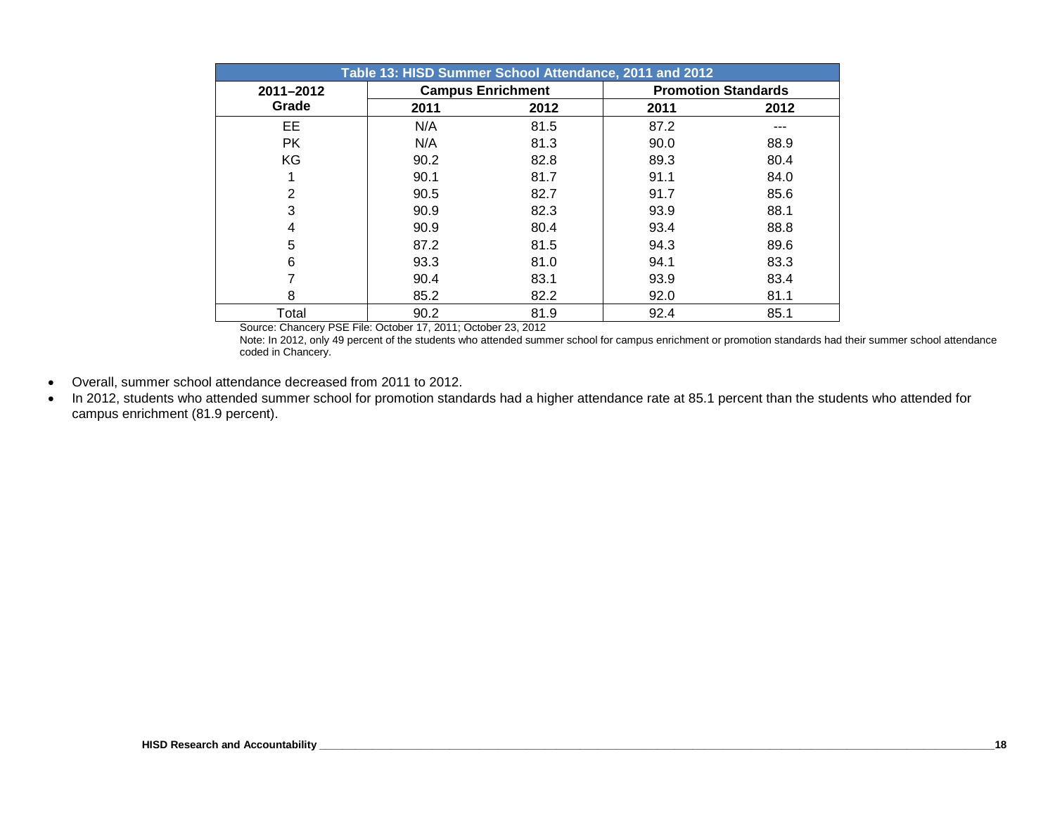| Table 13: HISD Summer School Attendance, 2011 and 2012 | | | | |
|---|---|---|---|---|
| **2011–2012 Grade** | **Campus Enrichment** | | **Promotion Standards** | |
| | **2011** | **2012** | **2011** | **2012** |
| EE | N/A | 81.5 | 87.2 | --- |
| PK | N/A | 81.3 | 90.0 | 88.9 |
| KG | 90.2 | 82.8 | 89.3 | 80.4 |
| 1 | 90.1 | 81.7 | 91.1 | 84.0 |
| 2 | 90.5 | 82.7 | 91.7 | 85.6 |
| 3 | 90.9 | 82.3 | 93.9 | 88.1 |
| 4 | 90.9 | 80.4 | 93.4 | 88.8 |
| 5 | 87.2 | 81.5 | 94.3 | 89.6 |
| 6 | 93.3 | 81.0 | 94.1 | 83.3 |
| 7 | 90.4 | 83.1 | 93.9 | 83.4 |
| 8 | 85.2 | 82.2 | 92.0 | 81.1 |
| Total | 90.2 | 81.9 | 92.4 | 85.1 |

Source: Chancery PSE File: October 17, 2011; October 23, 2012

Note: In 2012, only 49 percent of the students who attended summer school for campus enrichment or promotion standards had their summer school attendance coded in Chancery.

- Overall, summer school attendance decreased from 2011 to 2012.
- In 2012, students who attended summer school for promotion standards had a higher attendance rate at 85.1 percent than the students who attended for campus enrichment (81.9 percent).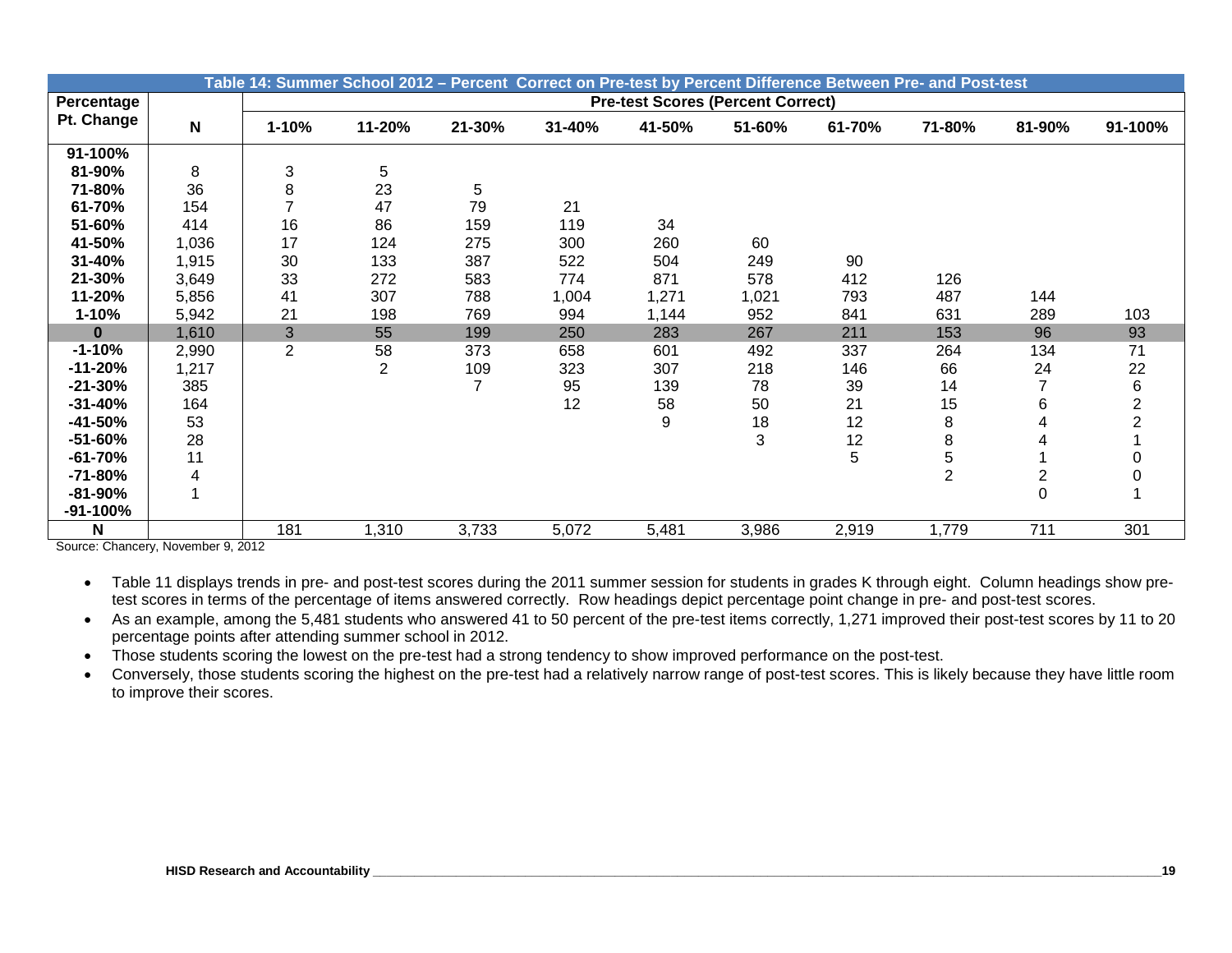| Table 14: Summer School 2012 – Percent Correct on Pre-test by Percent Difference Between Pre- and Post-test | | | | | | | | | | | |
|---|---|---|---|---|---|---|---|---|---|---|---|
| **Percentage Pt. Change** | | **Pre-test Scores (Percent Correct)** | | | | | | | | | |
| | **N** | **1-10%** | **11-20%** | **21-30%** | **31-40%** | **41-50%** | **51-60%** | **61-70%** | **71-80%** | **81-90%** | **91-100%** |
| **91-100%** | | | | | | | | | | | |
| **81-90%** | 8 | 3 | 5 | | | | | | | | |
| **71-80%** | 36 | 8 | 23 | 5 | | | | | | | |
| **61-70%** | 154 | 7 | 47 | 79 | 21 | | | | | | |
| **51-60%** | 414 | 16 | 86 | 159 | 119 | 34 | | | | | |
| **41-50%** | 1,036 | 17 | 124 | 275 | 300 | 260 | 60 | | | | |
| **31-40%** | 1,915 | 30 | 133 | 387 | 522 | 504 | 249 | 90 | | | |
| **21-30%** | 3,649 | 33 | 272 | 583 | 774 | 871 | 578 | 412 | 126 | | |
| **11-20%** | 5,856 | 41 | 307 | 788 | 1,004 | 1,271 | 1,021 | 793 | 487 | 144 | |
| **1-10%** | 5,942 | 21 | 198 | 769 | 994 | 1,144 | 952 | 841 | 631 | 289 | 103 |
| **0** | 1,610 | 3 | 55 | 199 | 250 | 283 | 267 | 211 | 153 | 96 | 93 |
| **-1-10%** | 2,990 | 2 | 58 | 373 | 658 | 601 | 492 | 337 | 264 | 134 | 71 |
| **-11-20%** | 1,217 | | 2 | 109 | 323 | 307 | 218 | 146 | 66 | 24 | 22 |
| **-21-30%** | 385 | | | 7 | 95 | 139 | 78 | 39 | 14 | 7 | 6 |
| **-31-40%** | 164 | | | | 12 | 58 | 50 | 21 | 15 | 6 | 2 |
| **-41-50%** | 53 | | | | | 9 | 18 | 12 | 8 | 4 | 2 |
| **-51-60%** | 28 | | | | | | 3 | 12 | 8 | 4 | 1 |
| **-61-70%** | 11 | | | | | | | 5 | 5 | 1 | 0 |
| **-71-80%** | 4 | | | | | | | | 2 | 2 | 0 |
| **-81-90%** | 1 | | | | | | | | | 0 | 1 |
| **-91-100%** | | | | | | | | | | | |
| **N** | | 181 | 1,310 | 3,733 | 5,072 | 5,481 | 3,986 | 2,919 | 1,779 | 711 | 301 |

Source: Chancery, November 9, 2012

- Table 11 displays trends in pre- and post-test scores during the 2011 summer session for students in grades K through eight. Column headings show pre-test scores in terms of the percentage of items answered correctly. Row headings depict percentage point change in pre- and post-test scores.
- As an example, among the 5,481 students who answered 41 to 50 percent of the pre-test items correctly, 1,271 improved their post-test scores by 11 to 20 percentage points after attending summer school in 2012.
- Those students scoring the lowest on the pre-test had a strong tendency to show improved performance on the post-test.
- Conversely, those students scoring the highest on the pre-test had a relatively narrow range of post-test scores. This is likely because they have little room to improve their scores.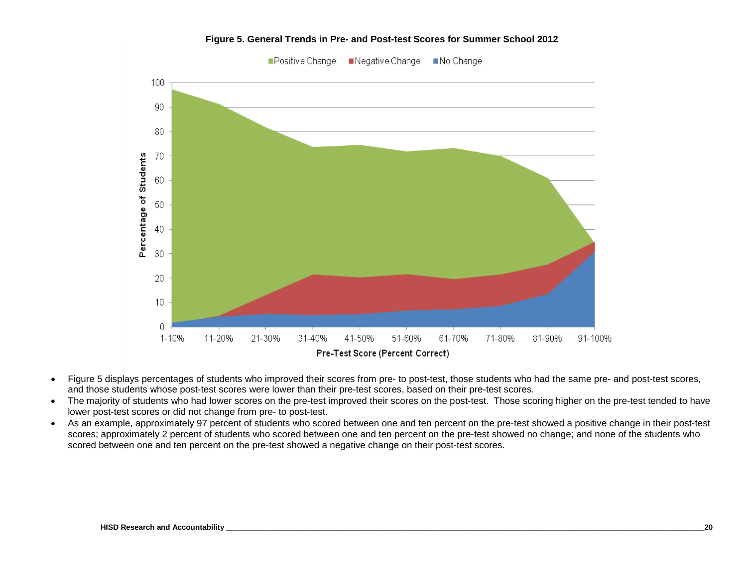**Figure 5. General Trends in Pre- and Post-test Scores for Summer School 2012**

- Figure 5 displays percentages of students who improved their scores from pre- to post-test, those students who had the same pre- and post-test scores, and those students whose post-test scores were lower than their pre-test scores, based on their pre-test scores.
- The majority of students who had lower scores on the pre-test improved their scores on the post-test. Those scoring higher on the pre-test tended to have lower post-test scores or did not change from pre- to post-test.
- As an example, approximately 97 percent of students who scored between one and ten percent on the pre-test showed a positive change in their post-test scores; approximately 2 percent of students who scored between one and ten percent on the pre-test showed no change; and none of the students who scored between one and ten percent on the pre-test showed a negative change on their post-test scores.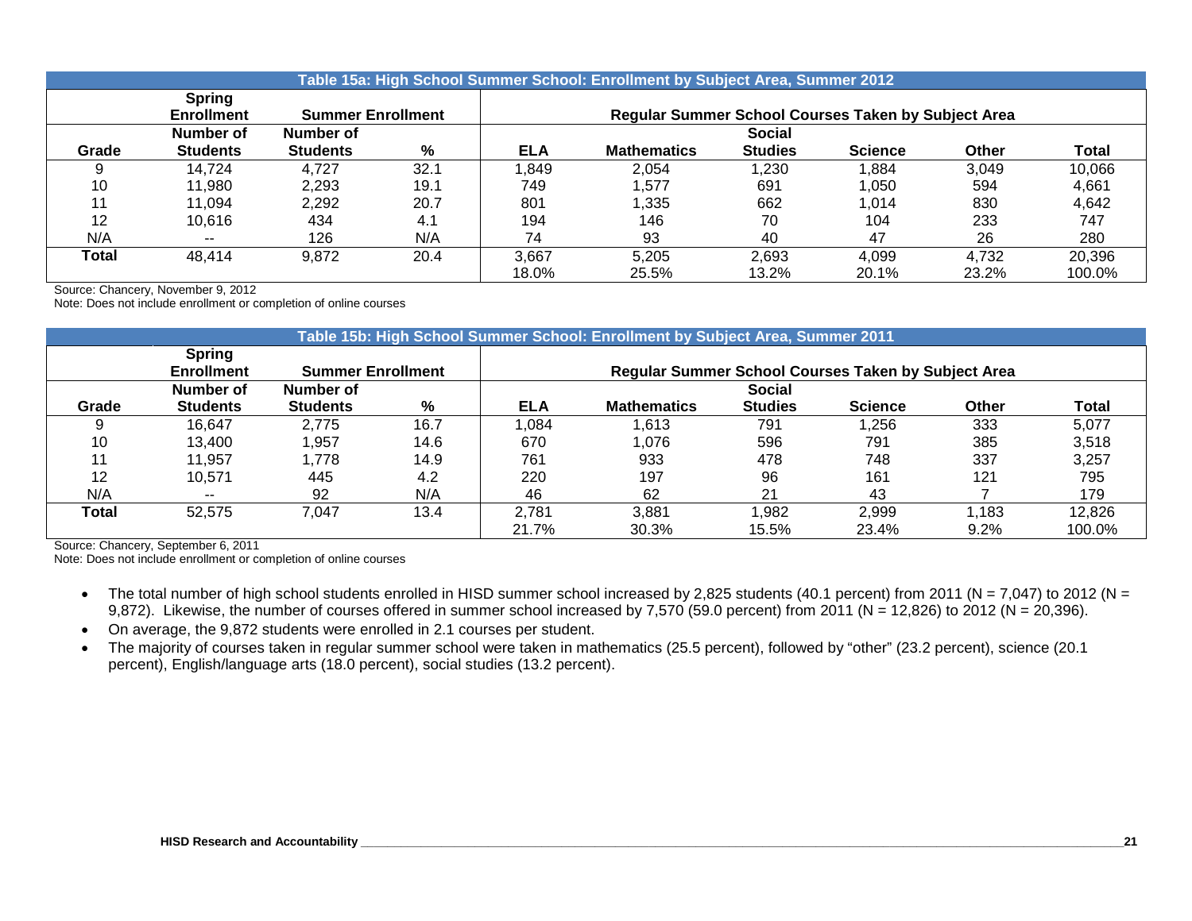**Table 15a: High School Summer School: Enrollment by Subject Area, Summer 2012**

| | Spring Enrollment | Summer Enrollment | | Regular Summer School Courses Taken by Subject Area | | | | | |
|---|---|---|---|---|---|---|---|---|---|
| Grade | Number of Students | Number of Students | % | ELA | Mathematics | Social Studies | Science | Other | Total |
| 9 | 14,724 | 4,727 | 32.1 | 1,849 | 2,054 | 1,230 | 1,884 | 3,049 | 10,066 |
| 10 | 11,980 | 2,293 | 19.1 | 749 | 1,577 | 691 | 1,050 | 594 | 4,661 |
| 11 | 11,094 | 2,292 | 20.7 | 801 | 1,335 | 662 | 1,014 | 830 | 4,642 |
| 12 | 10,616 | 434 | 4.1 | 194 | 146 | 70 | 104 | 233 | 747 |
| N/A | -- | 126 | N/A | 74 | 93 | 40 | 47 | 26 | 280 |
| **Total** | 48,414 | 9,872 | 20.4 | 3,667 | 5,205 | 2,693 | 4,099 | 4,732 | 20,396 |
| | | | | 18.0% | 25.5% | 13.2% | 20.1% | 23.2% | 100.0% |

Source: Chancery, November 9, 2012
Note: Does not include enrollment or completion of online courses

**Table 15b: High School Summer School: Enrollment by Subject Area, Summer 2011**

| | Spring Enrollment | Summer Enrollment | | Regular Summer School Courses Taken by Subject Area | | | | | |
|---|---|---|---|---|---|---|---|---|---|
| Grade | Number of Students | Number of Students | % | ELA | Mathematics | Social Studies | Science | Other | Total |
| 9 | 16,647 | 2,775 | 16.7 | 1,084 | 1,613 | 791 | 1,256 | 333 | 5,077 |
| 10 | 13,400 | 1,957 | 14.6 | 670 | 1,076 | 596 | 791 | 385 | 3,518 |
| 11 | 11,957 | 1,778 | 14.9 | 761 | 933 | 478 | 748 | 337 | 3,257 |
| 12 | 10,571 | 445 | 4.2 | 220 | 197 | 96 | 161 | 121 | 795 |
| N/A | -- | 92 | N/A | 46 | 62 | 21 | 43 | 7 | 179 |
| **Total** | 52,575 | 7,047 | 13.4 | 2,781 | 3,881 | 1,982 | 2,999 | 1,183 | 12,826 |
| | | | | 21.7% | 30.3% | 15.5% | 23.4% | 9.2% | 100.0% |

Source: Chancery, September 6, 2011
Note: Does not include enrollment or completion of online courses

- The total number of high school students enrolled in HISD summer school increased by 2,825 students (40.1 percent) from 2011 (N = 7,047) to 2012 (N = 9,872). Likewise, the number of courses offered in summer school increased by 7,570 (59.0 percent) from 2011 (N = 12,826) to 2012 (N = 20,396).
- On average, the 9,872 students were enrolled in 2.1 courses per student.
- The majority of courses taken in regular summer school were taken in mathematics (25.5 percent), followed by "other" (23.2 percent), science (20.1 percent), English/language arts (18.0 percent), social studies (13.2 percent).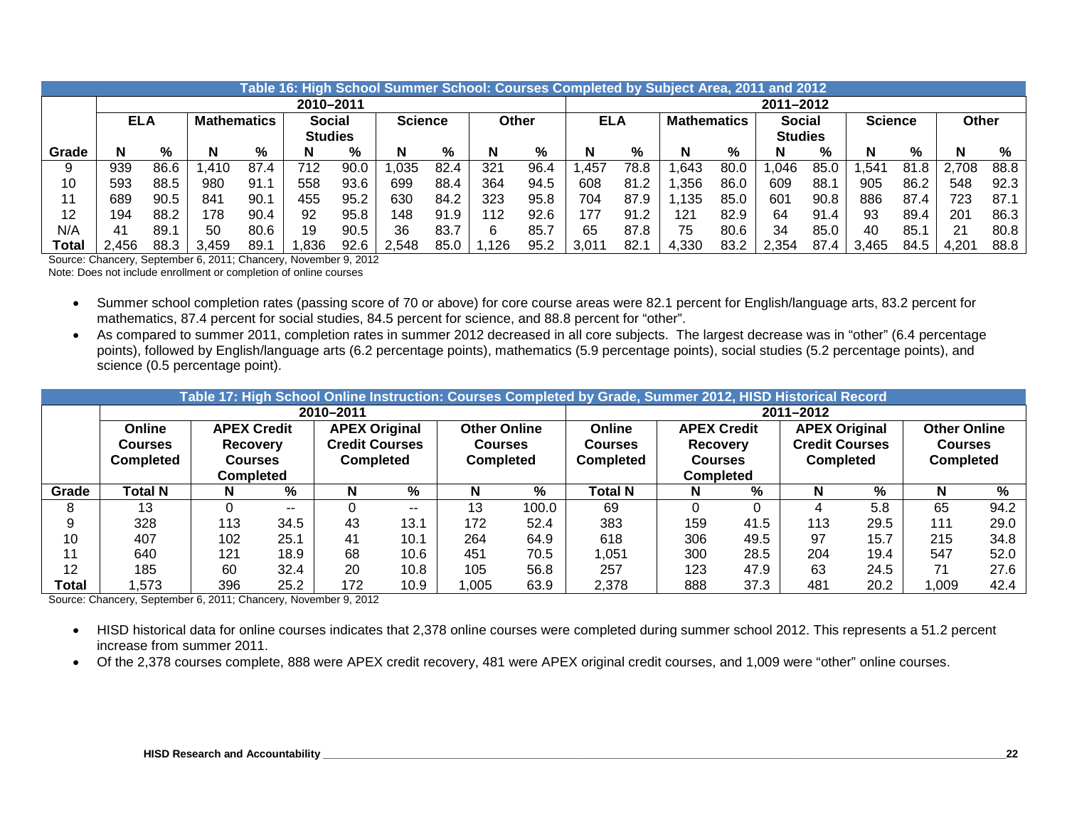**Table 16: High School Summer School: Courses Completed by Subject Area, 2011 and 2012**

| | 2010–2011 | | | | | | | | | | 2011–2012 | | | | | | | | | |
|---|---|---|---|---|---|---|---|---|---|---|---|---|---|---|---|---|---|---|---|---|
| | ELA | | Mathematics | | Social Studies | | Science | | Other | | ELA | | Mathematics | | Social Studies | | Science | | Other | |
| Grade | N | % | N | % | N | % | N | % | N | % | N | % | N | % | N | % | N | % | N | % |
| 9 | 939 | 86.6 | 1,410 | 87.4 | 712 | 90.0 | 1,035 | 82.4 | 321 | 96.4 | 1,457 | 78.8 | 1,643 | 80.0 | 1,046 | 85.0 | 1,541 | 81.8 | 2,708 | 88.8 |
| 10 | 593 | 88.5 | 980 | 91.1 | 558 | 93.6 | 699 | 88.4 | 364 | 94.5 | 608 | 81.2 | 1,356 | 86.0 | 609 | 88.1 | 905 | 86.2 | 548 | 92.3 |
| 11 | 689 | 90.5 | 841 | 90.1 | 455 | 95.2 | 630 | 84.2 | 323 | 95.8 | 704 | 87.9 | 1,135 | 85.0 | 601 | 90.8 | 886 | 87.4 | 723 | 87.1 |
| 12 | 194 | 88.2 | 178 | 90.4 | 92 | 95.8 | 148 | 91.9 | 112 | 92.6 | 177 | 91.2 | 121 | 82.9 | 64 | 91.4 | 93 | 89.4 | 201 | 86.3 |
| N/A | 41 | 89.1 | 50 | 80.6 | 19 | 90.5 | 36 | 83.7 | 6 | 85.7 | 65 | 87.8 | 75 | 80.6 | 34 | 85.0 | 40 | 85.1 | 21 | 80.8 |
| Total | 2,456 | 88.3 | 3,459 | 89.1 | 1,836 | 92.6 | 2,548 | 85.0 | 1,126 | 95.2 | 3,011 | 82.1 | 4,330 | 83.2 | 2,354 | 87.4 | 3,465 | 84.5 | 4,201 | 88.8 |

Source: Chancery, September 6, 2011; Chancery, November 9, 2012
Note: Does not include enrollment or completion of online courses

- Summer school completion rates (passing score of 70 or above) for core course areas were 82.1 percent for English/language arts, 83.2 percent for mathematics, 87.4 percent for social studies, 84.5 percent for science, and 88.8 percent for "other".
- As compared to summer 2011, completion rates in summer 2012 decreased in all core subjects. The largest decrease was in "other" (6.4 percentage points), followed by English/language arts (6.2 percentage points), mathematics (5.9 percentage points), social studies (5.2 percentage points), and science (0.5 percentage point).

**Table 17: High School Online Instruction: Courses Completed by Grade, Summer 2012, HISD Historical Record**

| | 2010–2011 | | | | | | | 2011–2012 | | | | | | |
|---|---|---|---|---|---|---|---|---|---|---|---|---|---|---|
| | Online Courses Completed | APEX Credit Recovery Courses Completed | | APEX Original Credit Courses Completed | | Other Online Courses Completed | | Online Courses Completed | APEX Credit Recovery Courses Completed | | APEX Original Credit Courses Completed | | Other Online Courses Completed | |
| Grade | Total N | N | % | N | % | N | % | Total N | N | % | N | % | N | % |
| 8 | 13 | 0 | -- | 0 | -- | 13 | 100.0 | 69 | 0 | 0 | 4 | 5.8 | 65 | 94.2 |
| 9 | 328 | 113 | 34.5 | 43 | 13.1 | 172 | 52.4 | 383 | 159 | 41.5 | 113 | 29.5 | 111 | 29.0 |
| 10 | 407 | 102 | 25.1 | 41 | 10.1 | 264 | 64.9 | 618 | 306 | 49.5 | 97 | 15.7 | 215 | 34.8 |
| 11 | 640 | 121 | 18.9 | 68 | 10.6 | 451 | 70.5 | 1,051 | 300 | 28.5 | 204 | 19.4 | 547 | 52.0 |
| 12 | 185 | 60 | 32.4 | 20 | 10.8 | 105 | 56.8 | 257 | 123 | 47.9 | 63 | 24.5 | 71 | 27.6 |
| Total | 1,573 | 396 | 25.2 | 172 | 10.9 | 1,005 | 63.9 | 2,378 | 888 | 37.3 | 481 | 20.2 | 1,009 | 42.4 |

Source: Chancery, September 6, 2011; Chancery, November 9, 2012

- HISD historical data for online courses indicates that 2,378 online courses were completed during summer school 2012. This represents a 51.2 percent increase from summer 2011.
- Of the 2,378 courses complete, 888 were APEX credit recovery, 481 were APEX original credit courses, and 1,009 were "other" online courses.